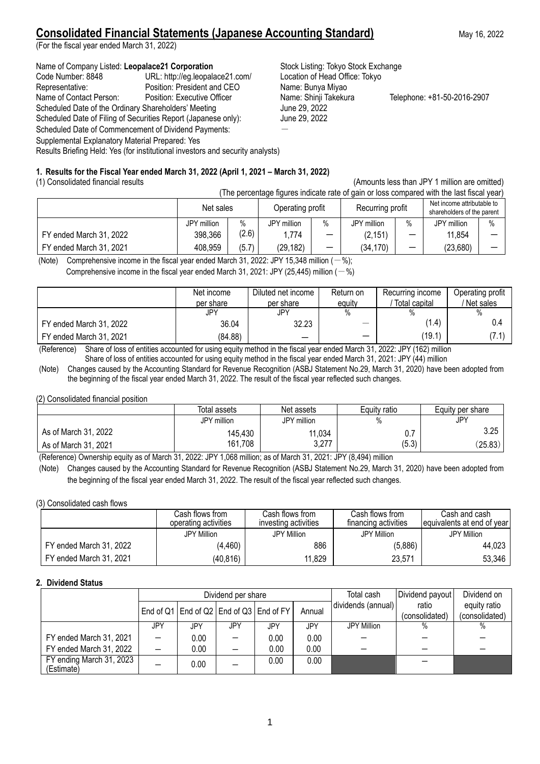# Consolidated Financial Statements (Japanese Accounting Standard)

May 16, 2022

(For the fiscal year ended March 31, 2022)

Name of Company Listed: **Leopalace21 Corporation** Stock Listing: Tokyo Stock Exchange
Code Number: 8848 URL: http://eg.leopalace21.com/ Location of Head Office: Tokyo
Representative: Position: President and CEO Name: Bunya Miyao
Name of Contact Person: Position: Executive Officer Name: Shinji Takekura Telephone: +81-50-2016-2907
Scheduled Date of the Ordinary Shareholders' Meeting June 29, 2022
Scheduled Date of Filing of Securities Report (Japanese only): June 29, 2022
Scheduled Date of Commencement of Dividend Payments: ―
Supplemental Explanatory Material Prepared: Yes
Results Briefing Held: Yes (for institutional investors and security analysts)

## 1. Results for the Fiscal Year ended March 31, 2022 (April 1, 2021 – March 31, 2022)

(1) Consolidated financial results (Amounts less than JPY 1 million are omitted)

(The percentage figures indicate rate of gain or loss compared with the last fiscal year)

| | Net sales | | Operating profit | | Recurring profit | | Net income attributable to shareholders of the parent | |
|---|---|---|---|---|---|---|---|---|
| | JPY million | % | JPY million | % | JPY million | % | JPY million | % |
| FY ended March 31, 2022 | 398,366 | (2.6) | 1,774 | ― | (2,151) | ― | 11,854 | ― |
| FY ended March 31, 2021 | 408,959 | (5.7) | (29,182) | ― | (34,170) | ― | (23,680) | ― |

(Note) Comprehensive income in the fiscal year ended March 31, 2022: JPY 15,348 million (―%);
Comprehensive income in the fiscal year ended March 31, 2021: JPY (25,445) million (―%)

| | Net income per share | Diluted net income per share | Return on equity | Recurring income / Total capital | Operating profit / Net sales |
|---|---|---|---|---|---|
| | JPY | JPY | % | % | % |
| FY ended March 31, 2022 | 36.04 | 32.23 | ― | (1.4) | 0.4 |
| FY ended March 31, 2021 | (84.88) | ― | ― | (19.1) | (7.1) |

(Reference) Share of loss of entities accounted for using equity method in the fiscal year ended March 31, 2022: JPY (162) million
Share of loss of entities accounted for using equity method in the fiscal year ended March 31, 2021: JPY (44) million

(Note) Changes caused by the Accounting Standard for Revenue Recognition (ASBJ Statement No.29, March 31, 2020) have been adopted from the beginning of the fiscal year ended March 31, 2022. The result of the fiscal year reflected such changes.

(2) Consolidated financial position

| | Total assets | Net assets | Equity ratio | Equity per share |
|---|---|---|---|---|
| | JPY million | JPY million | % | JPY |
| As of March 31, 2022 | 145,430 | 11,034 | 0.7 | 3.25 |
| As of March 31, 2021 | 161,708 | 3,277 | (5.3) | (25.83) |

(Reference) Ownership equity as of March 31, 2022: JPY 1,068 million; as of March 31, 2021: JPY (8,494) million

(Note) Changes caused by the Accounting Standard for Revenue Recognition (ASBJ Statement No.29, March 31, 2020) have been adopted from the beginning of the fiscal year ended March 31, 2022. The result of the fiscal year reflected such changes.

(3) Consolidated cash flows

| | Cash flows from operating activities | Cash flows from investing activities | Cash flows from financing activities | Cash and cash equivalents at end of year |
|---|---|---|---|---|
| | JPY Million | JPY Million | JPY Million | JPY Million |
| FY ended March 31, 2022 | (4,460) | 886 | (5,886) | 44,023 |
| FY ended March 31, 2021 | (40,816) | 11,829 | 23,571 | 53,346 |

## 2. Dividend Status

| | Dividend per share | | | | | Total cash dividends (annual) | Dividend payout ratio (consolidated) | Dividend on equity ratio (consolidated) |
|---|---|---|---|---|---|---|---|---|
| | End of Q1 | End of Q2 | End of Q3 | End of FY | Annual | | | |
| | JPY | JPY | JPY | JPY | JPY | JPY Million | % | % |
| FY ended March 31, 2021 | ― | 0.00 | ― | 0.00 | 0.00 | ― | ― | ― |
| FY ended March 31, 2022 | ― | 0.00 | ― | 0.00 | 0.00 | ― | ― | ― |
| FY ending March 31, 2023 (Estimate) | ― | 0.00 | ― | 0.00 | 0.00 | | ― | |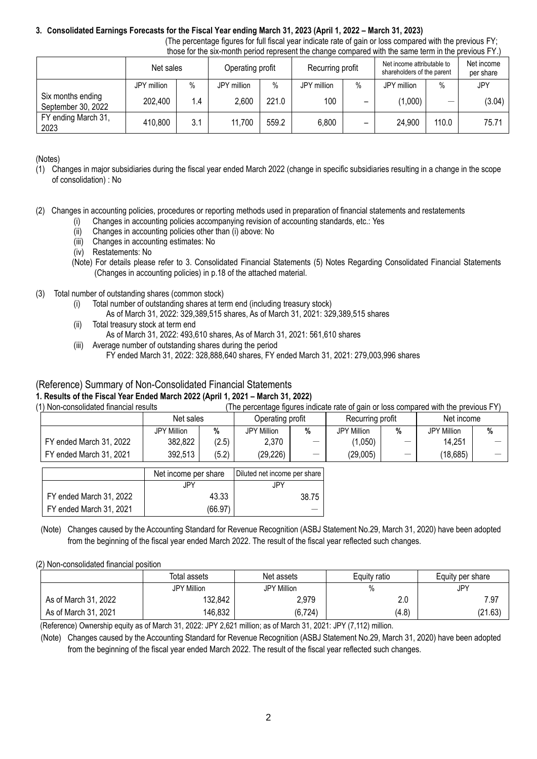### 3. Consolidated Earnings Forecasts for the Fiscal Year ending March 31, 2023 (April 1, 2022 – March 31, 2023)

(The percentage figures for full fiscal year indicate rate of gain or loss compared with the previous FY; those for the six-month period represent the change compared with the same term in the previous FY.)

| | Net sales | | Operating profit | | Recurring profit | | Net income attributable to shareholders of the parent | | Net income per share |
|---|---|---|---|---|---|---|---|---|---|
| | JPY million | % | JPY million | % | JPY million | % | JPY million | % | JPY |
| Six months ending September 30, 2022 | 202,400 | 1.4 | 2,600 | 221.0 | 100 | – | (1,000) | — | (3.04) |
| FY ending March 31, 2023 | 410,800 | 3.1 | 11,700 | 559.2 | 6,800 | – | 24,900 | 110.0 | 75.71 |

(Notes)

(1) Changes in major subsidiaries during the fiscal year ended March 2022 (change in specific subsidiaries resulting in a change in the scope of consolidation) : No

(2) Changes in accounting policies, procedures or reporting methods used in preparation of financial statements and restatements
- (i) Changes in accounting policies accompanying revision of accounting standards, etc.: Yes
- (ii) Changes in accounting policies other than (i) above: No
- (iii) Changes in accounting estimates: No
- (iv) Restatements: No

(Note) For details please refer to 3. Consolidated Financial Statements (5) Notes Regarding Consolidated Financial Statements (Changes in accounting policies) in p.18 of the attached material.

(3) Total number of outstanding shares (common stock)
- (i) Total number of outstanding shares at term end (including treasury stock)
  As of March 31, 2022: 329,389,515 shares, As of March 31, 2021: 329,389,515 shares
- (ii) Total treasury stock at term end
  As of March 31, 2022: 493,610 shares, As of March 31, 2021: 561,610 shares
- (iii) Average number of outstanding shares during the period
  FY ended March 31, 2022: 328,888,640 shares, FY ended March 31, 2021: 279,003,996 shares

## (Reference) Summary of Non-Consolidated Financial Statements

### 1. Results of the Fiscal Year Ended March 2022 (April 1, 2021 – March 31, 2022)

(1) Non-consolidated financial results (The percentage figures indicate rate of gain or loss compared with the previous FY)

| | Net sales | | Operating profit | | Recurring profit | | Net income | |
|---|---|---|---|---|---|---|---|---|
| | JPY Million | % | JPY Million | % | JPY Million | % | JPY Million | % |
| FY ended March 31, 2022 | 382,822 | (2.5) | 2,370 | — | (1,050) | — | 14,251 | — |
| FY ended March 31, 2021 | 392,513 | (5.2) | (29,226) | — | (29,005) | — | (18,685) | — |

| | Net income per share | Diluted net income per share |
|---|---|---|
| | JPY | JPY |
| FY ended March 31, 2022 | 43.33 | 38.75 |
| FY ended March 31, 2021 | (66.97) | — |

(Note) Changes caused by the Accounting Standard for Revenue Recognition (ASBJ Statement No.29, March 31, 2020) have been adopted from the beginning of the fiscal year ended March 2022. The result of the fiscal year reflected such changes.

(2) Non-consolidated financial position

| | Total assets | Net assets | Equity ratio | Equity per share |
|---|---|---|---|---|
| | JPY Million | JPY Million | % | JPY |
| As of March 31, 2022 | 132,842 | 2,979 | 2.0 | 7.97 |
| As of March 31, 2021 | 146,832 | (6,724) | (4.8) | (21.63) |

(Reference) Ownership equity as of March 31, 2022: JPY 2,621 million; as of March 31, 2021: JPY (7,112) million.

(Note) Changes caused by the Accounting Standard for Revenue Recognition (ASBJ Statement No.29, March 31, 2020) have been adopted from the beginning of the fiscal year ended March 2022. The result of the fiscal year reflected such changes.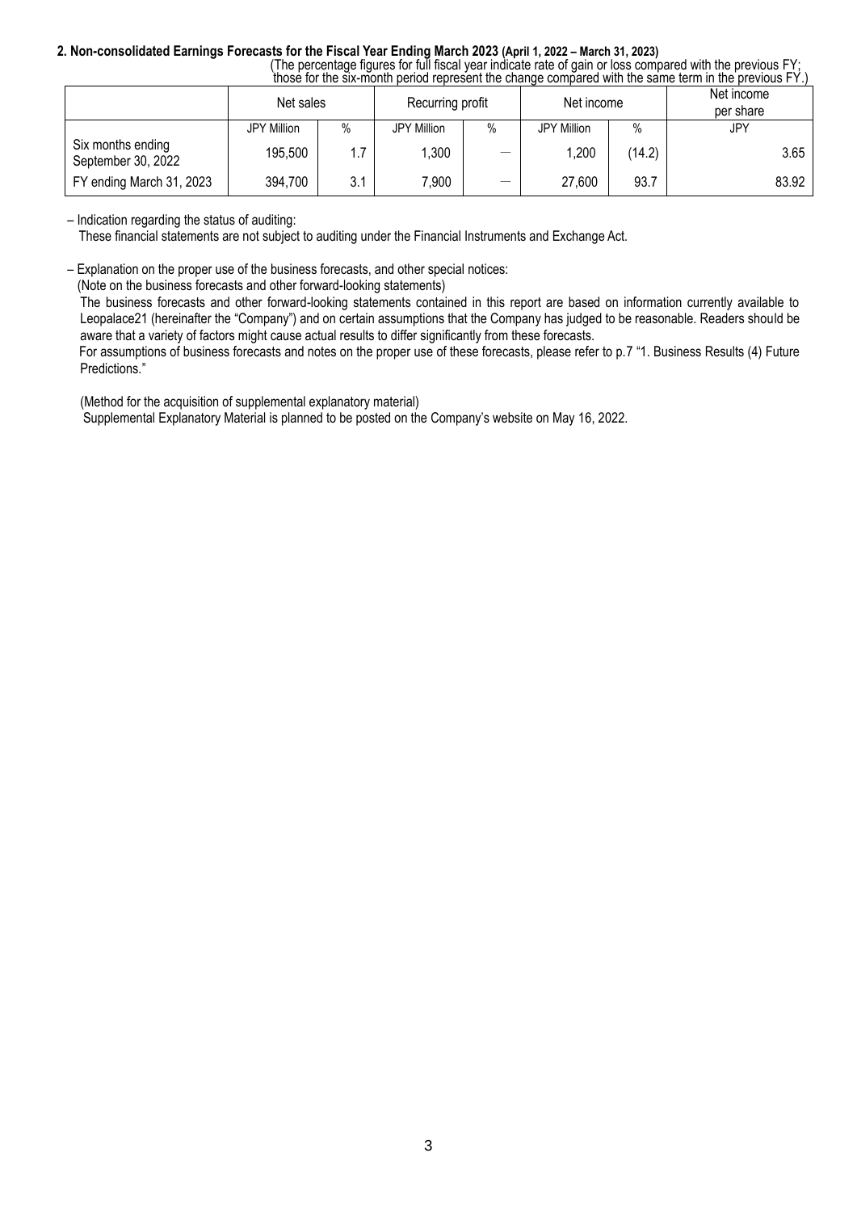**2. Non-consolidated Earnings Forecasts for the Fiscal Year Ending March 2023 (April 1, 2022 – March 31, 2023)**

(The percentage figures for full fiscal year indicate rate of gain or loss compared with the previous FY; those for the six-month period represent the change compared with the same term in the previous FY.)

| | Net sales | | Recurring profit | | Net income | | Net income per share |
|---|---|---|---|---|---|---|---|
| | JPY Million | % | JPY Million | % | JPY Million | % | JPY |
| Six months ending September 30, 2022 | 195,500 | 1.7 | 1,300 | — | 1,200 | (14.2) | 3.65 |
| FY ending March 31, 2023 | 394,700 | 3.1 | 7,900 | — | 27,600 | 93.7 | 83.92 |

– Indication regarding the status of auditing:
These financial statements are not subject to auditing under the Financial Instruments and Exchange Act.

– Explanation on the proper use of the business forecasts, and other special notices:
(Note on the business forecasts and other forward-looking statements)
The business forecasts and other forward-looking statements contained in this report are based on information currently available to Leopalace21 (hereinafter the "Company") and on certain assumptions that the Company has judged to be reasonable. Readers should be aware that a variety of factors might cause actual results to differ significantly from these forecasts.
For assumptions of business forecasts and notes on the proper use of these forecasts, please refer to p.7 "1. Business Results (4) Future Predictions."

(Method for the acquisition of supplemental explanatory material)
Supplemental Explanatory Material is planned to be posted on the Company's website on May 16, 2022.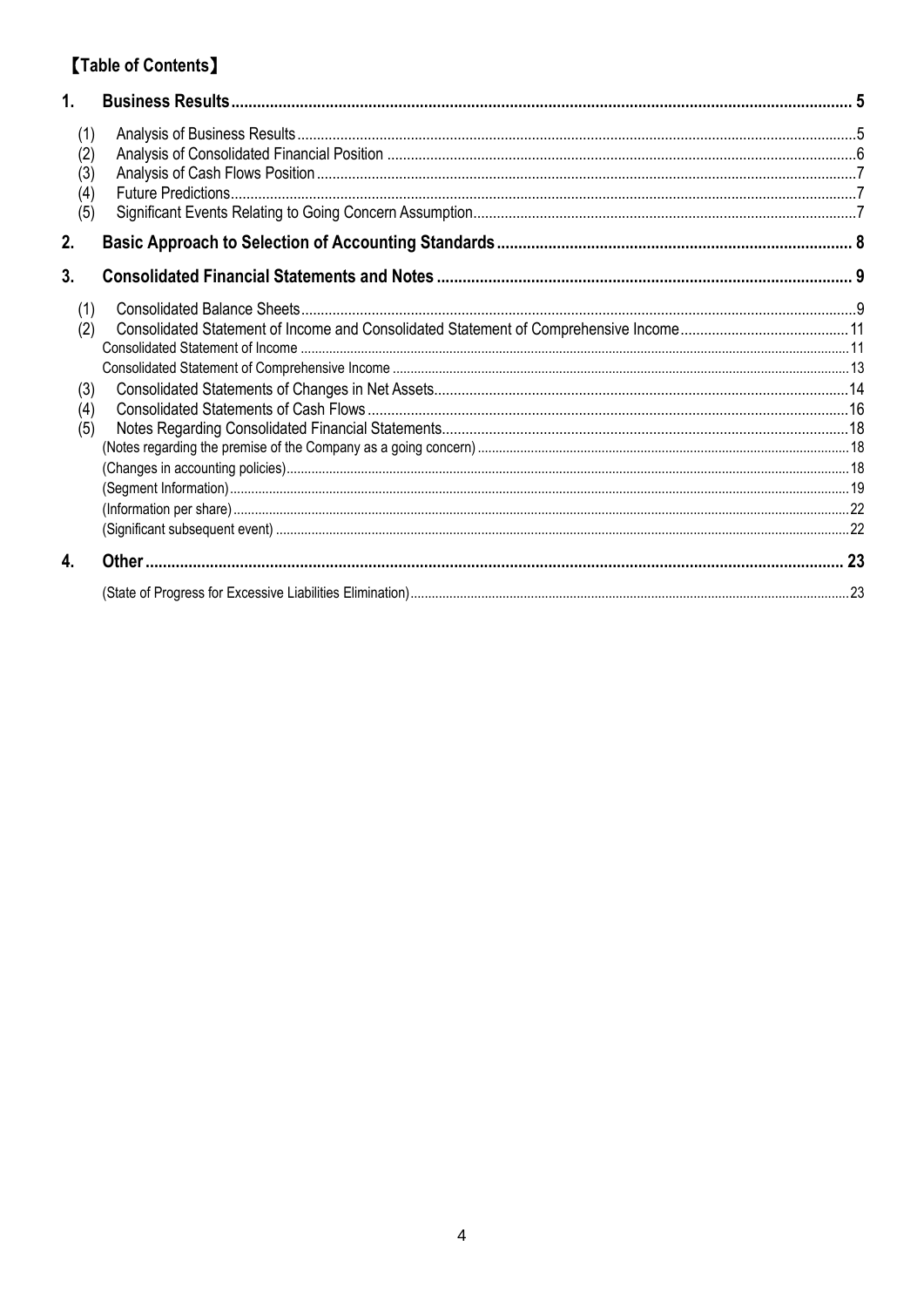## 【Table of Contents】

| | | |
|---|---|---|
| **1.** | **Business Results** | **5** |
| (1) | Analysis of Business Results | 5 |
| (2) | Analysis of Consolidated Financial Position | 6 |
| (3) | Analysis of Cash Flows Position | 7 |
| (4) | Future Predictions | 7 |
| (5) | Significant Events Relating to Going Concern Assumption | 7 |
| **2.** | **Basic Approach to Selection of Accounting Standards** | **8** |
| **3.** | **Consolidated Financial Statements and Notes** | **9** |
| (1) | Consolidated Balance Sheets | 9 |
| (2) | Consolidated Statement of Income and Consolidated Statement of Comprehensive Income | 11 |
| | Consolidated Statement of Income | 11 |
| | Consolidated Statement of Comprehensive Income | 13 |
| (3) | Consolidated Statements of Changes in Net Assets | 14 |
| (4) | Consolidated Statements of Cash Flows | 16 |
| (5) | Notes Regarding Consolidated Financial Statements | 18 |
| | (Notes regarding the premise of the Company as a going concern) | 18 |
| | (Changes in accounting policies) | 18 |
| | (Segment Information) | 19 |
| | (Information per share) | 22 |
| | (Significant subsequent event) | 22 |
| **4.** | **Other** | **23** |
| | (State of Progress for Excessive Liabilities Elimination) | 23 |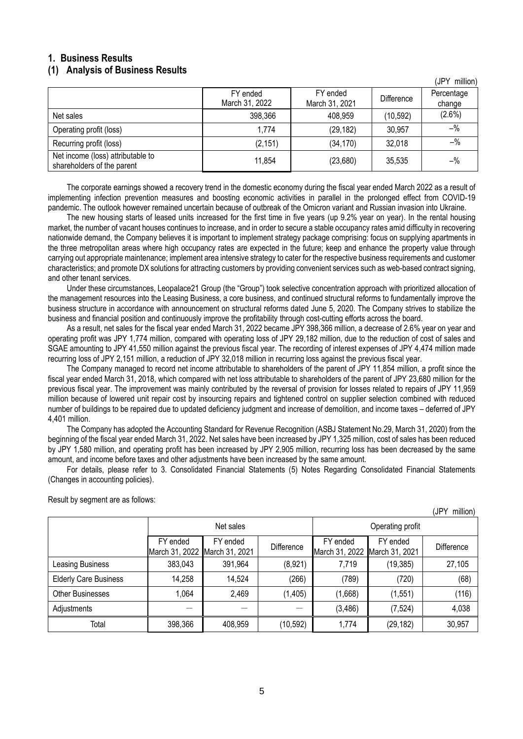# 1. Business Results

## (1) Analysis of Business Results

(JPY million)

| | FY ended March 31, 2022 | FY ended March 31, 2021 | Difference | Percentage change |
|---|---|---|---|---|
| Net sales | 398,366 | 408,959 | (10,592) | (2.6%) |
| Operating profit (loss) | 1,774 | (29,182) | 30,957 | –% |
| Recurring profit (loss) | (2,151) | (34,170) | 32,018 | –% |
| Net income (loss) attributable to shareholders of the parent | 11,854 | (23,680) | 35,535 | –% |

The corporate earnings showed a recovery trend in the domestic economy during the fiscal year ended March 2022 as a result of implementing infection prevention measures and boosting economic activities in parallel in the prolonged effect from COVID-19 pandemic. The outlook however remained uncertain because of outbreak of the Omicron variant and Russian invasion into Ukraine.

The new housing starts of leased units increased for the first time in five years (up 9.2% year on year). In the rental housing market, the number of vacant houses continues to increase, and in order to secure a stable occupancy rates amid difficulty in recovering nationwide demand, the Company believes it is important to implement strategy package comprising: focus on supplying apartments in the three metropolitan areas where high occupancy rates are expected in the future; keep and enhance the property value through carrying out appropriate maintenance; implement area intensive strategy to cater for the respective business requirements and customer characteristics; and promote DX solutions for attracting customers by providing convenient services such as web-based contract signing, and other tenant services.

Under these circumstances, Leopalace21 Group (the "Group") took selective concentration approach with prioritized allocation of the management resources into the Leasing Business, a core business, and continued structural reforms to fundamentally improve the business structure in accordance with announcement on structural reforms dated June 5, 2020. The Company strives to stabilize the business and financial position and continuously improve the profitability through cost-cutting efforts across the board.

As a result, net sales for the fiscal year ended March 31, 2022 became JPY 398,366 million, a decrease of 2.6% year on year and operating profit was JPY 1,774 million, compared with operating loss of JPY 29,182 million, due to the reduction of cost of sales and SGAE amounting to JPY 41,550 million against the previous fiscal year. The recording of interest expenses of JPY 4,474 million made recurring loss of JPY 2,151 million, a reduction of JPY 32,018 million in recurring loss against the previous fiscal year.

The Company managed to record net income attributable to shareholders of the parent of JPY 11,854 million, a profit since the fiscal year ended March 31, 2018, which compared with net loss attributable to shareholders of the parent of JPY 23,680 million for the previous fiscal year. The improvement was mainly contributed by the reversal of provision for losses related to repairs of JPY 11,959 million because of lowered unit repair cost by insourcing repairs and tightened control on supplier selection combined with reduced number of buildings to be repaired due to updated deficiency judgment and increase of demolition, and income taxes – deferred of JPY 4,401 million.

The Company has adopted the Accounting Standard for Revenue Recognition (ASBJ Statement No.29, March 31, 2020) from the beginning of the fiscal year ended March 31, 2022. Net sales have been increased by JPY 1,325 million, cost of sales has been reduced by JPY 1,580 million, and operating profit has been increased by JPY 2,905 million, recurring loss has been decreased by the same amount, and income before taxes and other adjustments have been increased by the same amount.

For details, please refer to 3. Consolidated Financial Statements (5) Notes Regarding Consolidated Financial Statements (Changes in accounting policies).

Result by segment are as follows:

(JPY million)

| | Net sales | | | Operating profit | | |
|---|---|---|---|---|---|---|
| | FY ended March 31, 2022 | FY ended March 31, 2021 | Difference | FY ended March 31, 2022 | FY ended March 31, 2021 | Difference |
| Leasing Business | 383,043 | 391,964 | (8,921) | 7,719 | (19,385) | 27,105 |
| Elderly Care Business | 14,258 | 14,524 | (266) | (789) | (720) | (68) |
| Other Businesses | 1,064 | 2,469 | (1,405) | (1,668) | (1,551) | (116) |
| Adjustments | — | — | — | (3,486) | (7,524) | 4,038 |
| Total | 398,366 | 408,959 | (10,592) | 1,774 | (29,182) | 30,957 |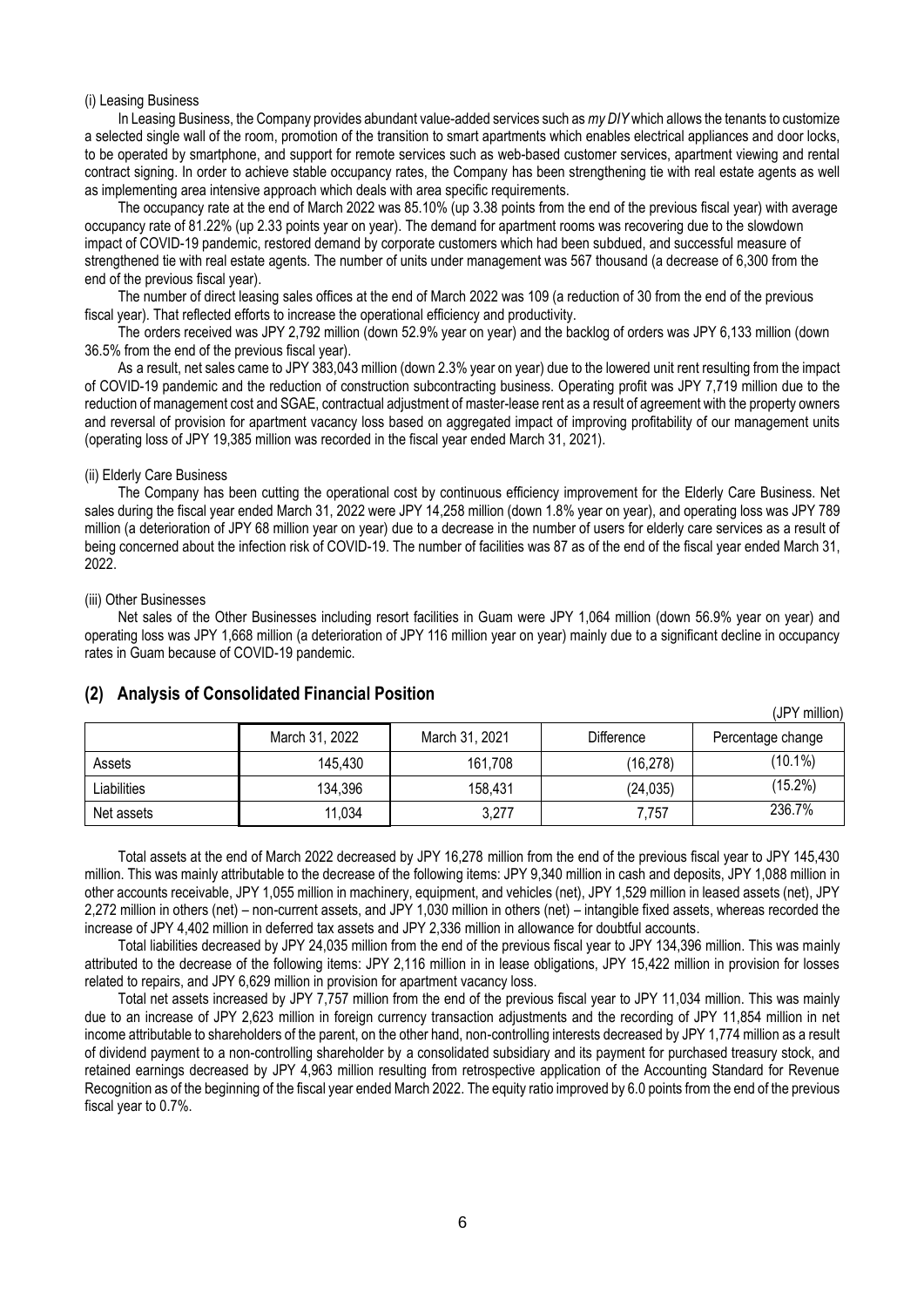(i) Leasing Business

In Leasing Business, the Company provides abundant value-added services such as *my DIY* which allows the tenants to customize a selected single wall of the room, promotion of the transition to smart apartments which enables electrical appliances and door locks, to be operated by smartphone, and support for remote services such as web-based customer services, apartment viewing and rental contract signing. In order to achieve stable occupancy rates, the Company has been strengthening tie with real estate agents as well as implementing area intensive approach which deals with area specific requirements.

The occupancy rate at the end of March 2022 was 85.10% (up 3.38 points from the end of the previous fiscal year) with average occupancy rate of 81.22% (up 2.33 points year on year). The demand for apartment rooms was recovering due to the slowdown impact of COVID-19 pandemic, restored demand by corporate customers which had been subdued, and successful measure of strengthened tie with real estate agents. The number of units under management was 567 thousand (a decrease of 6,300 from the end of the previous fiscal year).

The number of direct leasing sales offices at the end of March 2022 was 109 (a reduction of 30 from the end of the previous fiscal year). That reflected efforts to increase the operational efficiency and productivity.

The orders received was JPY 2,792 million (down 52.9% year on year) and the backlog of orders was JPY 6,133 million (down 36.5% from the end of the previous fiscal year).

As a result, net sales came to JPY 383,043 million (down 2.3% year on year) due to the lowered unit rent resulting from the impact of COVID-19 pandemic and the reduction of construction subcontracting business. Operating profit was JPY 7,719 million due to the reduction of management cost and SGAE, contractual adjustment of master-lease rent as a result of agreement with the property owners and reversal of provision for apartment vacancy loss based on aggregated impact of improving profitability of our management units (operating loss of JPY 19,385 million was recorded in the fiscal year ended March 31, 2021).

(ii) Elderly Care Business

The Company has been cutting the operational cost by continuous efficiency improvement for the Elderly Care Business. Net sales during the fiscal year ended March 31, 2022 were JPY 14,258 million (down 1.8% year on year), and operating loss was JPY 789 million (a deterioration of JPY 68 million year on year) due to a decrease in the number of users for elderly care services as a result of being concerned about the infection risk of COVID-19. The number of facilities was 87 as of the end of the fiscal year ended March 31, 2022.

(iii) Other Businesses

Net sales of the Other Businesses including resort facilities in Guam were JPY 1,064 million (down 56.9% year on year) and operating loss was JPY 1,668 million (a deterioration of JPY 116 million year on year) mainly due to a significant decline in occupancy rates in Guam because of COVID-19 pandemic.

## (2) Analysis of Consolidated Financial Position

(JPY million)

| | March 31, 2022 | March 31, 2021 | Difference | Percentage change |
|---|---|---|---|---|
| Assets | 145,430 | 161,708 | (16,278) | (10.1%) |
| Liabilities | 134,396 | 158,431 | (24,035) | (15.2%) |
| Net assets | 11,034 | 3,277 | 7,757 | 236.7% |

Total assets at the end of March 2022 decreased by JPY 16,278 million from the end of the previous fiscal year to JPY 145,430 million. This was mainly attributable to the decrease of the following items: JPY 9,340 million in cash and deposits, JPY 1,088 million in other accounts receivable, JPY 1,055 million in machinery, equipment, and vehicles (net), JPY 1,529 million in leased assets (net), JPY 2,272 million in others (net) – non-current assets, and JPY 1,030 million in others (net) – intangible fixed assets, whereas recorded the increase of JPY 4,402 million in deferred tax assets and JPY 2,336 million in allowance for doubtful accounts.

Total liabilities decreased by JPY 24,035 million from the end of the previous fiscal year to JPY 134,396 million. This was mainly attributed to the decrease of the following items: JPY 2,116 million in in lease obligations, JPY 15,422 million in provision for losses related to repairs, and JPY 6,629 million in provision for apartment vacancy loss.

Total net assets increased by JPY 7,757 million from the end of the previous fiscal year to JPY 11,034 million. This was mainly due to an increase of JPY 2,623 million in foreign currency transaction adjustments and the recording of JPY 11,854 million in net income attributable to shareholders of the parent, on the other hand, non-controlling interests decreased by JPY 1,774 million as a result of dividend payment to a non-controlling shareholder by a consolidated subsidiary and its payment for purchased treasury stock, and retained earnings decreased by JPY 4,963 million resulting from retrospective application of the Accounting Standard for Revenue Recognition as of the beginning of the fiscal year ended March 2022. The equity ratio improved by 6.0 points from the end of the previous fiscal year to 0.7%.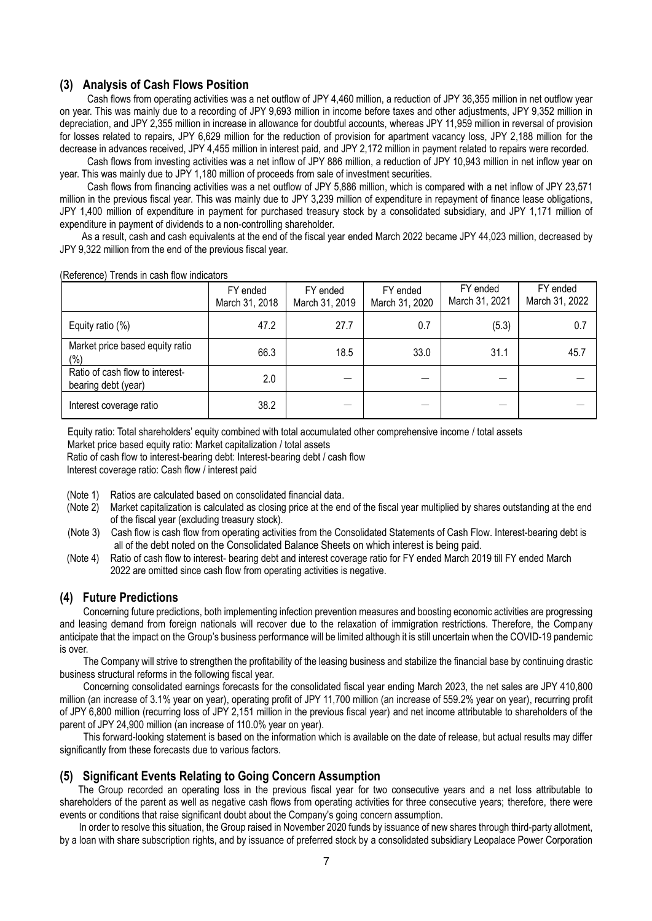## (3) Analysis of Cash Flows Position

Cash flows from operating activities was a net outflow of JPY 4,460 million, a reduction of JPY 36,355 million in net outflow year on year. This was mainly due to a recording of JPY 9,693 million in income before taxes and other adjustments, JPY 9,352 million in depreciation, and JPY 2,355 million in increase in allowance for doubtful accounts, whereas JPY 11,959 million in reversal of provision for losses related to repairs, JPY 6,629 million for the reduction of provision for apartment vacancy loss, JPY 2,188 million for the decrease in advances received, JPY 4,455 million in interest paid, and JPY 2,172 million in payment related to repairs were recorded.

Cash flows from investing activities was a net inflow of JPY 886 million, a reduction of JPY 10,943 million in net inflow year on year. This was mainly due to JPY 1,180 million of proceeds from sale of investment securities.

Cash flows from financing activities was a net outflow of JPY 5,886 million, which is compared with a net inflow of JPY 23,571 million in the previous fiscal year. This was mainly due to JPY 3,239 million of expenditure in repayment of finance lease obligations, JPY 1,400 million of expenditure in payment for purchased treasury stock by a consolidated subsidiary, and JPY 1,171 million of expenditure in payment of dividends to a non-controlling shareholder.

As a result, cash and cash equivalents at the end of the fiscal year ended March 2022 became JPY 44,023 million, decreased by JPY 9,322 million from the end of the previous fiscal year.

(Reference) Trends in cash flow indicators

| | FY ended March 31, 2018 | FY ended March 31, 2019 | FY ended March 31, 2020 | FY ended March 31, 2021 | FY ended March 31, 2022 |
|---|---|---|---|---|---|
| Equity ratio (%) | 47.2 | 27.7 | 0.7 | (5.3) | 0.7 |
| Market price based equity ratio (%) | 66.3 | 18.5 | 33.0 | 31.1 | 45.7 |
| Ratio of cash flow to interest-bearing debt (year) | 2.0 | — | — | — | — |
| Interest coverage ratio | 38.2 | — | — | — | — |

Equity ratio: Total shareholders' equity combined with total accumulated other comprehensive income / total assets
Market price based equity ratio: Market capitalization / total assets
Ratio of cash flow to interest-bearing debt: Interest-bearing debt / cash flow
Interest coverage ratio: Cash flow / interest paid

(Note 1) Ratios are calculated based on consolidated financial data.
(Note 2) Market capitalization is calculated as closing price at the end of the fiscal year multiplied by shares outstanding at the end of the fiscal year (excluding treasury stock).
(Note 3) Cash flow is cash flow from operating activities from the Consolidated Statements of Cash Flow. Interest-bearing debt is all of the debt noted on the Consolidated Balance Sheets on which interest is being paid.
(Note 4) Ratio of cash flow to interest- bearing debt and interest coverage ratio for FY ended March 2019 till FY ended March 2022 are omitted since cash flow from operating activities is negative.

## (4) Future Predictions

Concerning future predictions, both implementing infection prevention measures and boosting economic activities are progressing and leasing demand from foreign nationals will recover due to the relaxation of immigration restrictions. Therefore, the Company anticipate that the impact on the Group's business performance will be limited although it is still uncertain when the COVID-19 pandemic is over.

The Company will strive to strengthen the profitability of the leasing business and stabilize the financial base by continuing drastic business structural reforms in the following fiscal year.

Concerning consolidated earnings forecasts for the consolidated fiscal year ending March 2023, the net sales are JPY 410,800 million (an increase of 3.1% year on year), operating profit of JPY 11,700 million (an increase of 559.2% year on year), recurring profit of JPY 6,800 million (recurring loss of JPY 2,151 million in the previous fiscal year) and net income attributable to shareholders of the parent of JPY 24,900 million (an increase of 110.0% year on year).

This forward-looking statement is based on the information which is available on the date of release, but actual results may differ significantly from these forecasts due to various factors.

## (5) Significant Events Relating to Going Concern Assumption

The Group recorded an operating loss in the previous fiscal year for two consecutive years and a net loss attributable to shareholders of the parent as well as negative cash flows from operating activities for three consecutive years; therefore, there were events or conditions that raise significant doubt about the Company's going concern assumption.

In order to resolve this situation, the Group raised in November 2020 funds by issuance of new shares through third-party allotment, by a loan with share subscription rights, and by issuance of preferred stock by a consolidated subsidiary Leopalace Power Corporation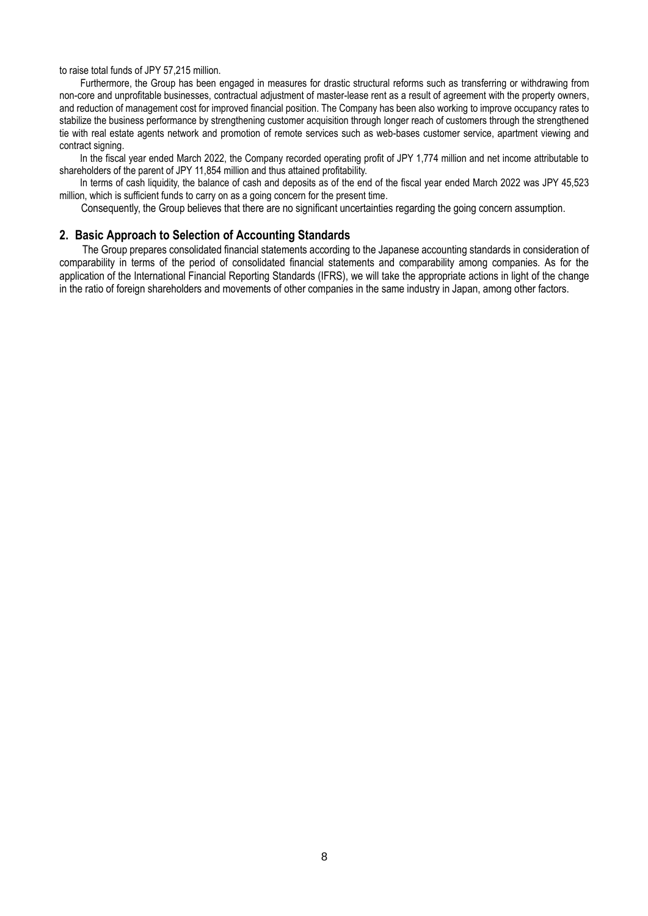to raise total funds of JPY 57,215 million.

Furthermore, the Group has been engaged in measures for drastic structural reforms such as transferring or withdrawing from non-core and unprofitable businesses, contractual adjustment of master-lease rent as a result of agreement with the property owners, and reduction of management cost for improved financial position. The Company has been also working to improve occupancy rates to stabilize the business performance by strengthening customer acquisition through longer reach of customers through the strengthened tie with real estate agents network and promotion of remote services such as web-bases customer service, apartment viewing and contract signing.

In the fiscal year ended March 2022, the Company recorded operating profit of JPY 1,774 million and net income attributable to shareholders of the parent of JPY 11,854 million and thus attained profitability.

In terms of cash liquidity, the balance of cash and deposits as of the end of the fiscal year ended March 2022 was JPY 45,523 million, which is sufficient funds to carry on as a going concern for the present time.

Consequently, the Group believes that there are no significant uncertainties regarding the going concern assumption.

## 2. Basic Approach to Selection of Accounting Standards

The Group prepares consolidated financial statements according to the Japanese accounting standards in consideration of comparability in terms of the period of consolidated financial statements and comparability among companies. As for the application of the International Financial Reporting Standards (IFRS), we will take the appropriate actions in light of the change in the ratio of foreign shareholders and movements of other companies in the same industry in Japan, among other factors.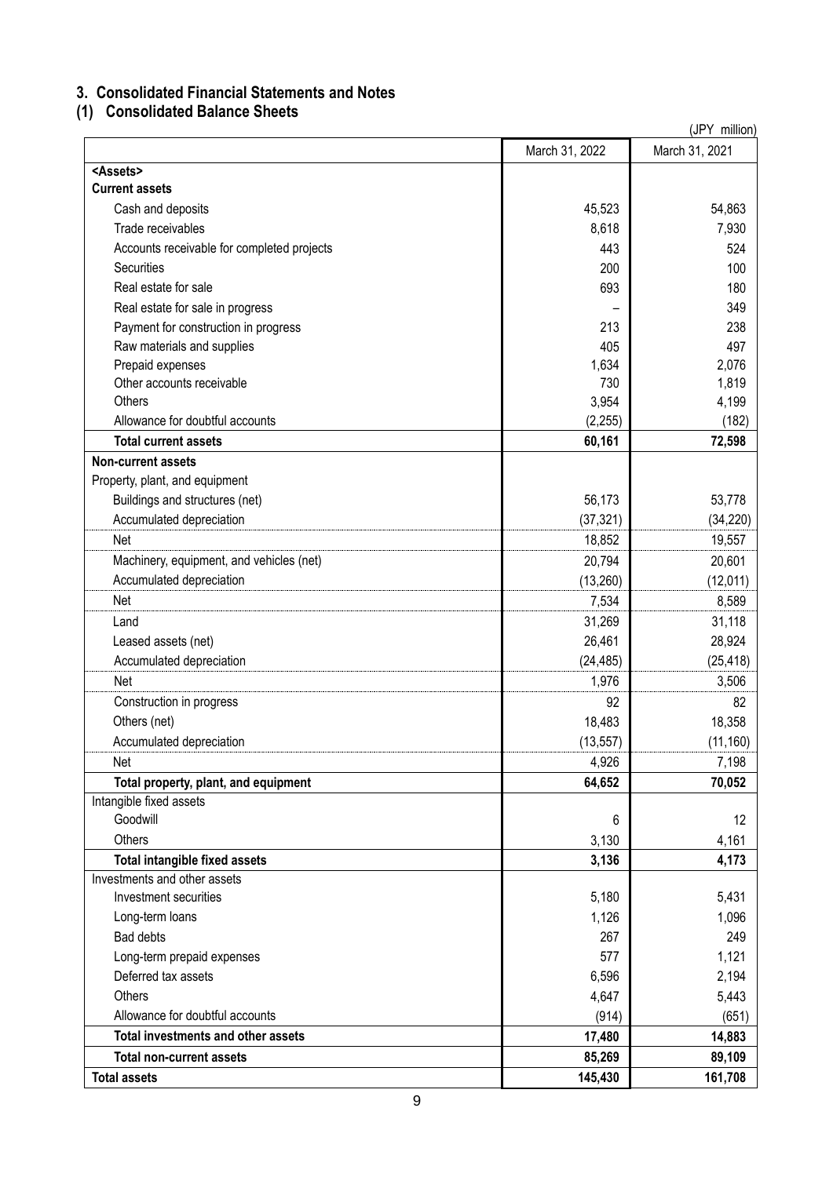## 3. Consolidated Financial Statements and Notes

### (1) Consolidated Balance Sheets

(JPY million)

| | March 31, 2022 | March 31, 2021 |
|---|---|---|
| **<Assets>** | | |
| **Current assets** | | |
| Cash and deposits | 45,523 | 54,863 |
| Trade receivables | 8,618 | 7,930 |
| Accounts receivable for completed projects | 443 | 524 |
| Securities | 200 | 100 |
| Real estate for sale | 693 | 180 |
| Real estate for sale in progress | – | 349 |
| Payment for construction in progress | 213 | 238 |
| Raw materials and supplies | 405 | 497 |
| Prepaid expenses | 1,634 | 2,076 |
| Other accounts receivable | 730 | 1,819 |
| Others | 3,954 | 4,199 |
| Allowance for doubtful accounts | (2,255) | (182) |
| **Total current assets** | **60,161** | **72,598** |
| **Non-current assets** | | |
| Property, plant, and equipment | | |
| Buildings and structures (net) | 56,173 | 53,778 |
| Accumulated depreciation | (37,321) | (34,220) |
| Net | 18,852 | 19,557 |
| Machinery, equipment, and vehicles (net) | 20,794 | 20,601 |
| Accumulated depreciation | (13,260) | (12,011) |
| Net | 7,534 | 8,589 |
| Land | 31,269 | 31,118 |
| Leased assets (net) | 26,461 | 28,924 |
| Accumulated depreciation | (24,485) | (25,418) |
| Net | 1,976 | 3,506 |
| Construction in progress | 92 | 82 |
| Others (net) | 18,483 | 18,358 |
| Accumulated depreciation | (13,557) | (11,160) |
| Net | 4,926 | 7,198 |
| **Total property, plant, and equipment** | **64,652** | **70,052** |
| Intangible fixed assets | | |
| Goodwill | 6 | 12 |
| Others | 3,130 | 4,161 |
| **Total intangible fixed assets** | **3,136** | **4,173** |
| Investments and other assets | | |
| Investment securities | 5,180 | 5,431 |
| Long-term loans | 1,126 | 1,096 |
| Bad debts | 267 | 249 |
| Long-term prepaid expenses | 577 | 1,121 |
| Deferred tax assets | 6,596 | 2,194 |
| Others | 4,647 | 5,443 |
| Allowance for doubtful accounts | (914) | (651) |
| **Total investments and other assets** | **17,480** | **14,883** |
| **Total non-current assets** | **85,269** | **89,109** |
| **Total assets** | **145,430** | **161,708** |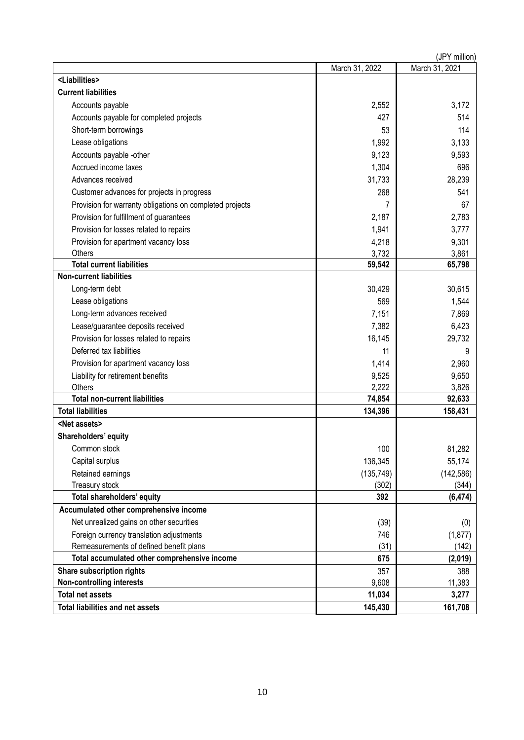(JPY million)

| | March 31, 2022 | March 31, 2021 |
|---|---|---|
| **<Liabilities>** | | |
| **Current liabilities** | | |
| Accounts payable | 2,552 | 3,172 |
| Accounts payable for completed projects | 427 | 514 |
| Short-term borrowings | 53 | 114 |
| Lease obligations | 1,992 | 3,133 |
| Accounts payable -other | 9,123 | 9,593 |
| Accrued income taxes | 1,304 | 696 |
| Advances received | 31,733 | 28,239 |
| Customer advances for projects in progress | 268 | 541 |
| Provision for warranty obligations on completed projects | 7 | 67 |
| Provision for fulfillment of guarantees | 2,187 | 2,783 |
| Provision for losses related to repairs | 1,941 | 3,777 |
| Provision for apartment vacancy loss | 4,218 | 9,301 |
| Others | 3,732 | 3,861 |
| **Total current liabilities** | **59,542** | **65,798** |
| **Non-current liabilities** | | |
| Long-term debt | 30,429 | 30,615 |
| Lease obligations | 569 | 1,544 |
| Long-term advances received | 7,151 | 7,869 |
| Lease/guarantee deposits received | 7,382 | 6,423 |
| Provision for losses related to repairs | 16,145 | 29,732 |
| Deferred tax liabilities | 11 | 9 |
| Provision for apartment vacancy loss | 1,414 | 2,960 |
| Liability for retirement benefits | 9,525 | 9,650 |
| Others | 2,222 | 3,826 |
| **Total non-current liabilities** | **74,854** | **92,633** |
| **Total liabilities** | **134,396** | **158,431** |
| **<Net assets>** | | |
| **Shareholders' equity** | | |
| Common stock | 100 | 81,282 |
| Capital surplus | 136,345 | 55,174 |
| Retained earnings | (135,749) | (142,586) |
| Treasury stock | (302) | (344) |
| **Total shareholders' equity** | **392** | **(6,474)** |
| **Accumulated other comprehensive income** | | |
| Net unrealized gains on other securities | (39) | (0) |
| Foreign currency translation adjustments | 746 | (1,877) |
| Remeasurements of defined benefit plans | (31) | (142) |
| **Total accumulated other comprehensive income** | **675** | **(2,019)** |
| **Share subscription rights** | 357 | 388 |
| **Non-controlling interests** | 9,608 | 11,383 |
| **Total net assets** | **11,034** | **3,277** |
| **Total liabilities and net assets** | **145,430** | **161,708** |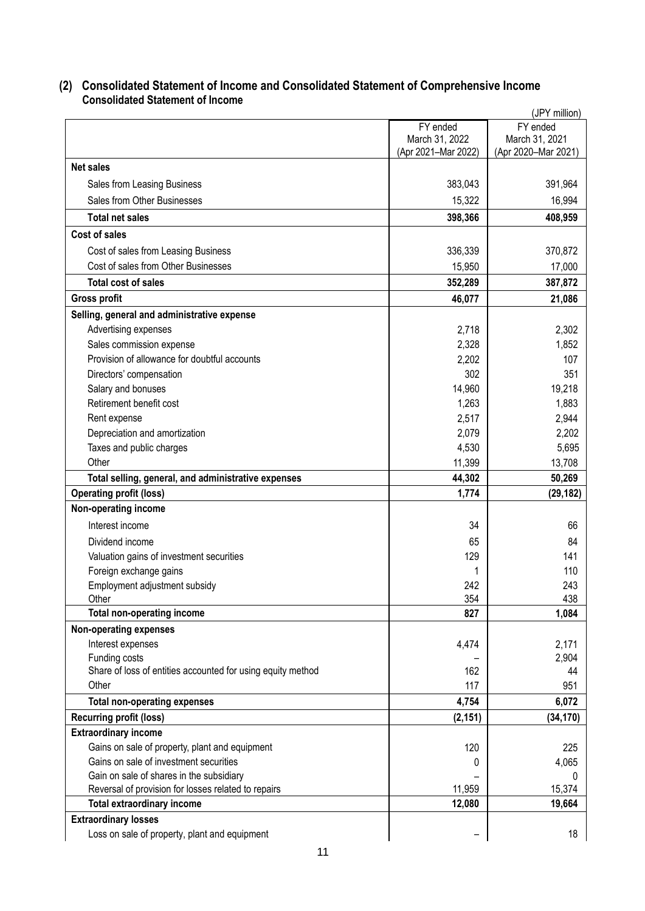## (2) Consolidated Statement of Income and Consolidated Statement of Comprehensive Income

### Consolidated Statement of Income

(JPY million)

| | FY ended March 31, 2022 (Apr 2021–Mar 2022) | FY ended March 31, 2021 (Apr 2020–Mar 2021) |
|---|---|---|
| **Net sales** | | |
| Sales from Leasing Business | 383,043 | 391,964 |
| Sales from Other Businesses | 15,322 | 16,994 |
| **Total net sales** | **398,366** | **408,959** |
| **Cost of sales** | | |
| Cost of sales from Leasing Business | 336,339 | 370,872 |
| Cost of sales from Other Businesses | 15,950 | 17,000 |
| **Total cost of sales** | **352,289** | **387,872** |
| **Gross profit** | **46,077** | **21,086** |
| **Selling, general and administrative expense** | | |
| Advertising expenses | 2,718 | 2,302 |
| Sales commission expense | 2,328 | 1,852 |
| Provision of allowance for doubtful accounts | 2,202 | 107 |
| Directors' compensation | 302 | 351 |
| Salary and bonuses | 14,960 | 19,218 |
| Retirement benefit cost | 1,263 | 1,883 |
| Rent expense | 2,517 | 2,944 |
| Depreciation and amortization | 2,079 | 2,202 |
| Taxes and public charges | 4,530 | 5,695 |
| Other | 11,399 | 13,708 |
| **Total selling, general, and administrative expenses** | **44,302** | **50,269** |
| **Operating profit (loss)** | **1,774** | **(29,182)** |
| **Non-operating income** | | |
| Interest income | 34 | 66 |
| Dividend income | 65 | 84 |
| Valuation gains of investment securities | 129 | 141 |
| Foreign exchange gains | 1 | 110 |
| Employment adjustment subsidy | 242 | 243 |
| Other | 354 | 438 |
| **Total non-operating income** | **827** | **1,084** |
| **Non-operating expenses** | | |
| Interest expenses | 4,474 | 2,171 |
| Funding costs | – | 2,904 |
| Share of loss of entities accounted for using equity method | 162 | 44 |
| Other | 117 | 951 |
| **Total non-operating expenses** | **4,754** | **6,072** |
| **Recurring profit (loss)** | **(2,151)** | **(34,170)** |
| **Extraordinary income** | | |
| Gains on sale of property, plant and equipment | 120 | 225 |
| Gains on sale of investment securities | 0 | 4,065 |
| Gain on sale of shares in the subsidiary | – | 0 |
| Reversal of provision for losses related to repairs | 11,959 | 15,374 |
| **Total extraordinary income** | **12,080** | **19,664** |
| **Extraordinary losses** | | |
| Loss on sale of property, plant and equipment | – | 18 |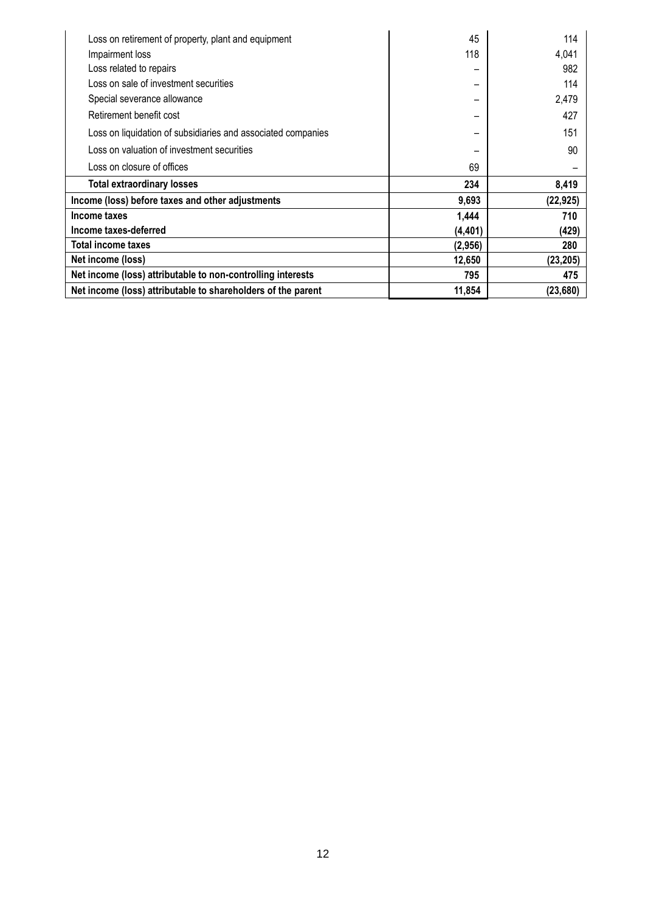| | | |
|---|---|---|
| Loss on retirement of property, plant and equipment | 45 | 114 |
| Impairment loss | 118 | 4,041 |
| Loss related to repairs | – | 982 |
| Loss on sale of investment securities | – | 114 |
| Special severance allowance | – | 2,479 |
| Retirement benefit cost | – | 427 |
| Loss on liquidation of subsidiaries and associated companies | – | 151 |
| Loss on valuation of investment securities | – | 90 |
| Loss on closure of offices | 69 | – |
| **Total extraordinary losses** | **234** | **8,419** |
| **Income (loss) before taxes and other adjustments** | **9,693** | **(22,925)** |
| **Income taxes** | **1,444** | **710** |
| **Income taxes-deferred** | **(4,401)** | **(429)** |
| **Total income taxes** | **(2,956)** | **280** |
| **Net income (loss)** | **12,650** | **(23,205)** |
| **Net income (loss) attributable to non-controlling interests** | **795** | **475** |
| **Net income (loss) attributable to shareholders of the parent** | **11,854** | **(23,680)** |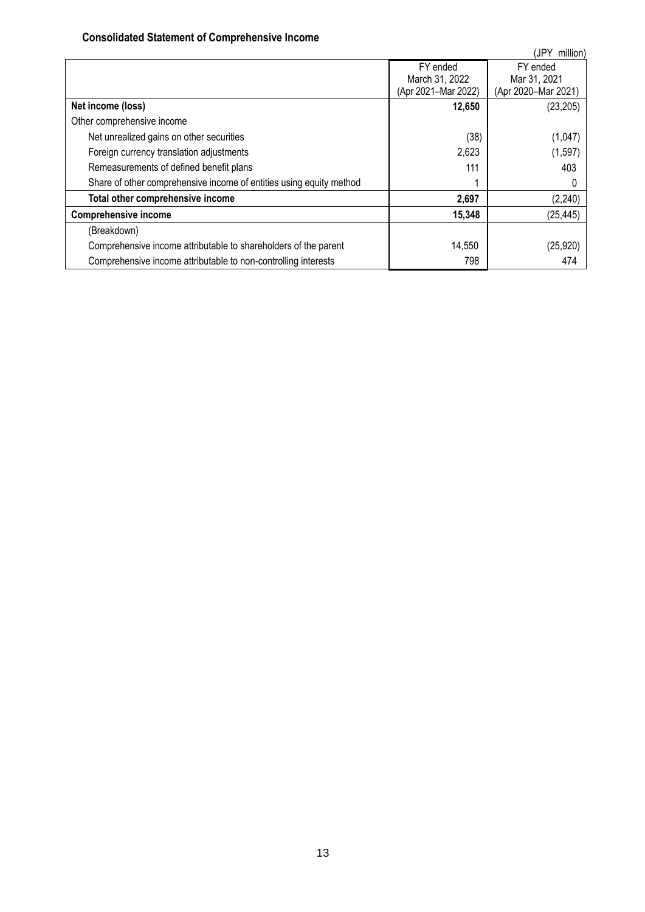### Consolidated Statement of Comprehensive Income

(JPY million)

| | FY ended March 31, 2022 (Apr 2021–Mar 2022) | FY ended Mar 31, 2021 (Apr 2020–Mar 2021) |
|---|---|---|
| **Net income (loss)** | **12,650** | (23,205) |
| Other comprehensive income | | |
| Net unrealized gains on other securities | (38) | (1,047) |
| Foreign currency translation adjustments | 2,623 | (1,597) |
| Remeasurements of defined benefit plans | 111 | 403 |
| Share of other comprehensive income of entities using equity method | 1 | 0 |
| **Total other comprehensive income** | **2,697** | (2,240) |
| **Comprehensive income** | **15,348** | (25,445) |
| (Breakdown) | | |
| Comprehensive income attributable to shareholders of the parent | 14,550 | (25,920) |
| Comprehensive income attributable to non-controlling interests | 798 | 474 |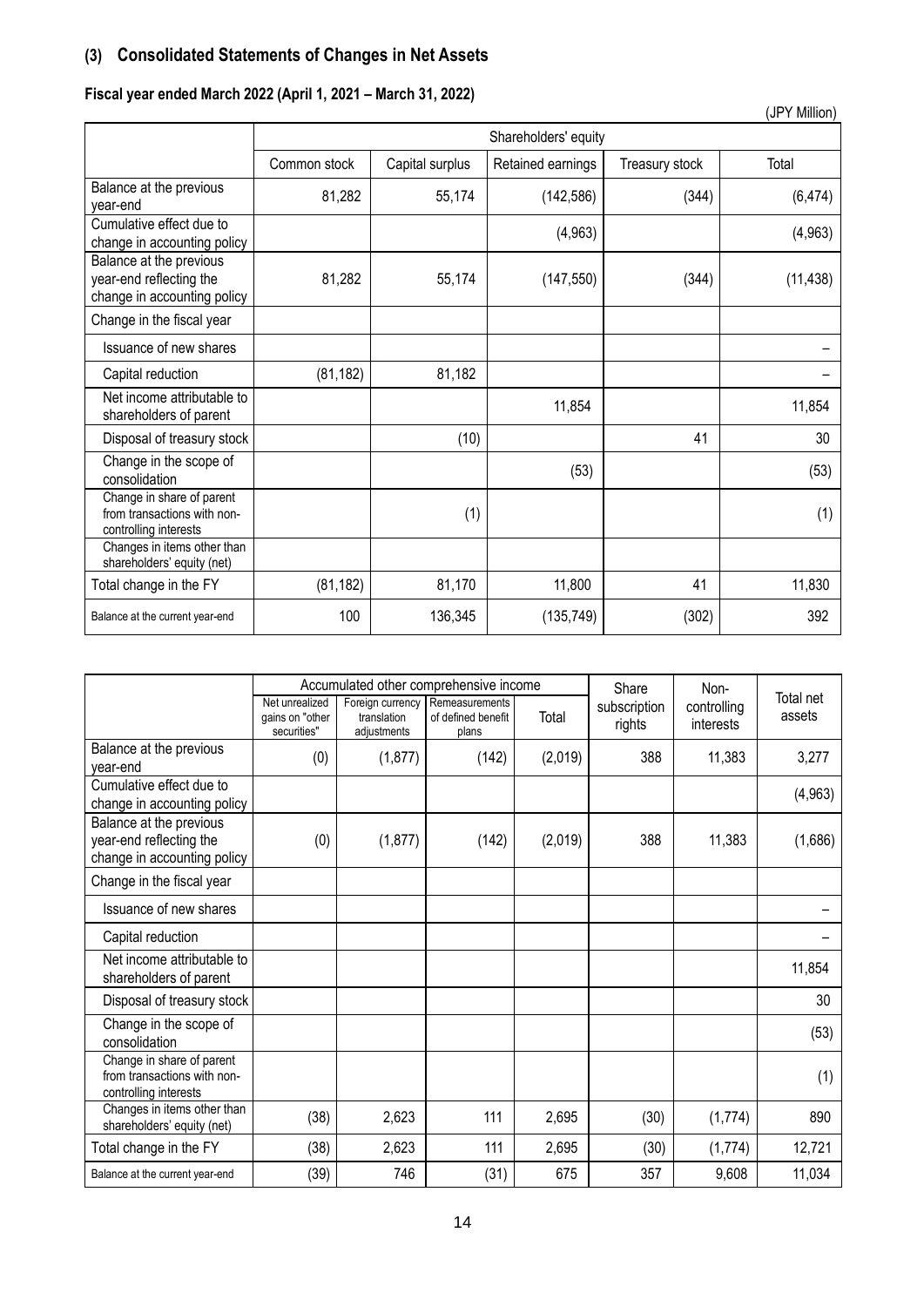## (3) Consolidated Statements of Changes in Net Assets

### Fiscal year ended March 2022 (April 1, 2021 – March 31, 2022)

(JPY Million)

| | Shareholders' equity | | | | |
|---|---|---|---|---|---|
| | Common stock | Capital surplus | Retained earnings | Treasury stock | Total |
| Balance at the previous year-end | 81,282 | 55,174 | (142,586) | (344) | (6,474) |
| Cumulative effect due to change in accounting policy | | | (4,963) | | (4,963) |
| Balance at the previous year-end reflecting the change in accounting policy | 81,282 | 55,174 | (147,550) | (344) | (11,438) |
| Change in the fiscal year | | | | | |
| Issuance of new shares | | | | | – |
| Capital reduction | (81,182) | 81,182 | | | – |
| Net income attributable to shareholders of parent | | | 11,854 | | 11,854 |
| Disposal of treasury stock | | (10) | | 41 | 30 |
| Change in the scope of consolidation | | | (53) | | (53) |
| Change in share of parent from transactions with non-controlling interests | | (1) | | | (1) |
| Changes in items other than shareholders' equity (net) | | | | | |
| Total change in the FY | (81,182) | 81,170 | 11,800 | 41 | 11,830 |
| Balance at the current year-end | 100 | 136,345 | (135,749) | (302) | 392 |

| | Accumulated other comprehensive income | | | | Share subscription rights | Non-controlling interests | Total net assets |
|---|---|---|---|---|---|---|---|
| | Net unrealized gains on "other securities" | Foreign currency translation adjustments | Remeasurements of defined benefit plans | Total | | | |
| Balance at the previous year-end | (0) | (1,877) | (142) | (2,019) | 388 | 11,383 | 3,277 |
| Cumulative effect due to change in accounting policy | | | | | | | (4,963) |
| Balance at the previous year-end reflecting the change in accounting policy | (0) | (1,877) | (142) | (2,019) | 388 | 11,383 | (1,686) |
| Change in the fiscal year | | | | | | | |
| Issuance of new shares | | | | | | | – |
| Capital reduction | | | | | | | – |
| Net income attributable to shareholders of parent | | | | | | | 11,854 |
| Disposal of treasury stock | | | | | | | 30 |
| Change in the scope of consolidation | | | | | | | (53) |
| Change in share of parent from transactions with non-controlling interests | | | | | | | (1) |
| Changes in items other than shareholders' equity (net) | (38) | 2,623 | 111 | 2,695 | (30) | (1,774) | 890 |
| Total change in the FY | (38) | 2,623 | 111 | 2,695 | (30) | (1,774) | 12,721 |
| Balance at the current year-end | (39) | 746 | (31) | 675 | 357 | 9,608 | 11,034 |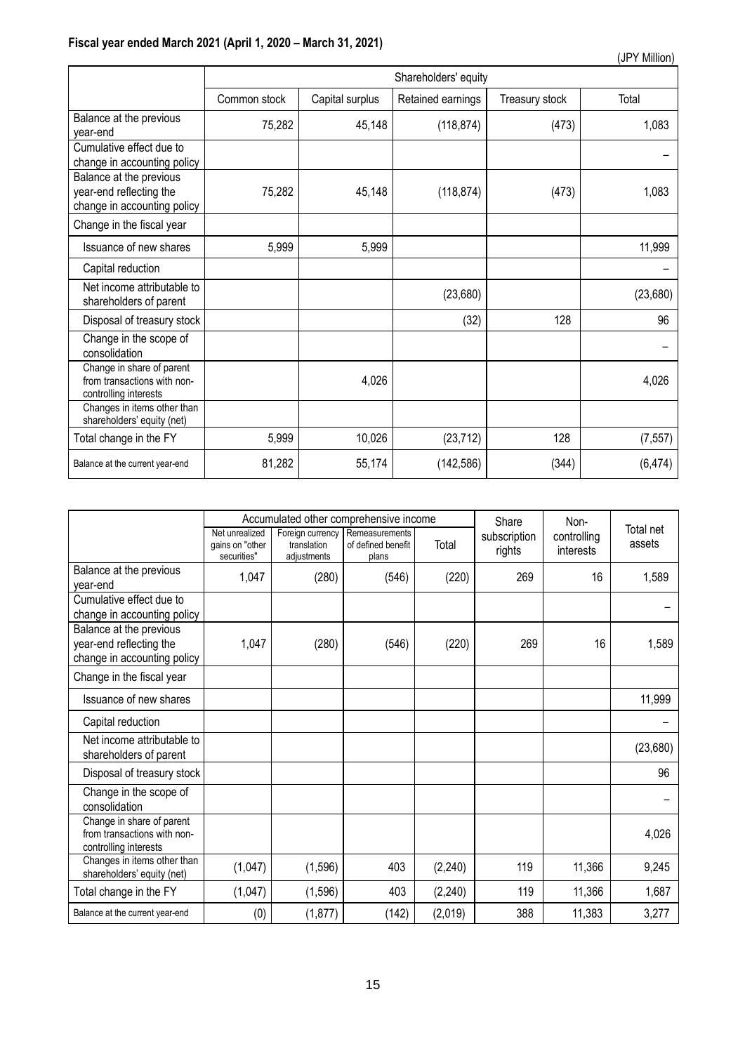**Fiscal year ended March 2021 (April 1, 2020 – March 31, 2021)**

(JPY Million)

| | Shareholders' equity | | | | |
|---|---|---|---|---|---|
| | Common stock | Capital surplus | Retained earnings | Treasury stock | Total |
| Balance at the previous year-end | 75,282 | 45,148 | (118,874) | (473) | 1,083 |
| Cumulative effect due to change in accounting policy | | | | | – |
| Balance at the previous year-end reflecting the change in accounting policy | 75,282 | 45,148 | (118,874) | (473) | 1,083 |
| Change in the fiscal year | | | | | |
| Issuance of new shares | 5,999 | 5,999 | | | 11,999 |
| Capital reduction | | | | | – |
| Net income attributable to shareholders of parent | | | (23,680) | | (23,680) |
| Disposal of treasury stock | | | (32) | 128 | 96 |
| Change in the scope of consolidation | | | | | – |
| Change in share of parent from transactions with non-controlling interests | | 4,026 | | | 4,026 |
| Changes in items other than shareholders' equity (net) | | | | | |
| Total change in the FY | 5,999 | 10,026 | (23,712) | 128 | (7,557) |
| Balance at the current year-end | 81,282 | 55,174 | (142,586) | (344) | (6,474) |

| | Accumulated other comprehensive income | | | | Share subscription rights | Non-controlling interests | Total net assets |
|---|---|---|---|---|---|---|---|
| | Net unrealized gains on "other securities" | Foreign currency translation adjustments | Remeasurements of defined benefit plans | Total | | | |
| Balance at the previous year-end | 1,047 | (280) | (546) | (220) | 269 | 16 | 1,589 |
| Cumulative effect due to change in accounting policy | | | | | | | – |
| Balance at the previous year-end reflecting the change in accounting policy | 1,047 | (280) | (546) | (220) | 269 | 16 | 1,589 |
| Change in the fiscal year | | | | | | | |
| Issuance of new shares | | | | | | | 11,999 |
| Capital reduction | | | | | | | – |
| Net income attributable to shareholders of parent | | | | | | | (23,680) |
| Disposal of treasury stock | | | | | | | 96 |
| Change in the scope of consolidation | | | | | | | – |
| Change in share of parent from transactions with non-controlling interests | | | | | | | 4,026 |
| Changes in items other than shareholders' equity (net) | (1,047) | (1,596) | 403 | (2,240) | 119 | 11,366 | 9,245 |
| Total change in the FY | (1,047) | (1,596) | 403 | (2,240) | 119 | 11,366 | 1,687 |
| Balance at the current year-end | (0) | (1,877) | (142) | (2,019) | 388 | 11,383 | 3,277 |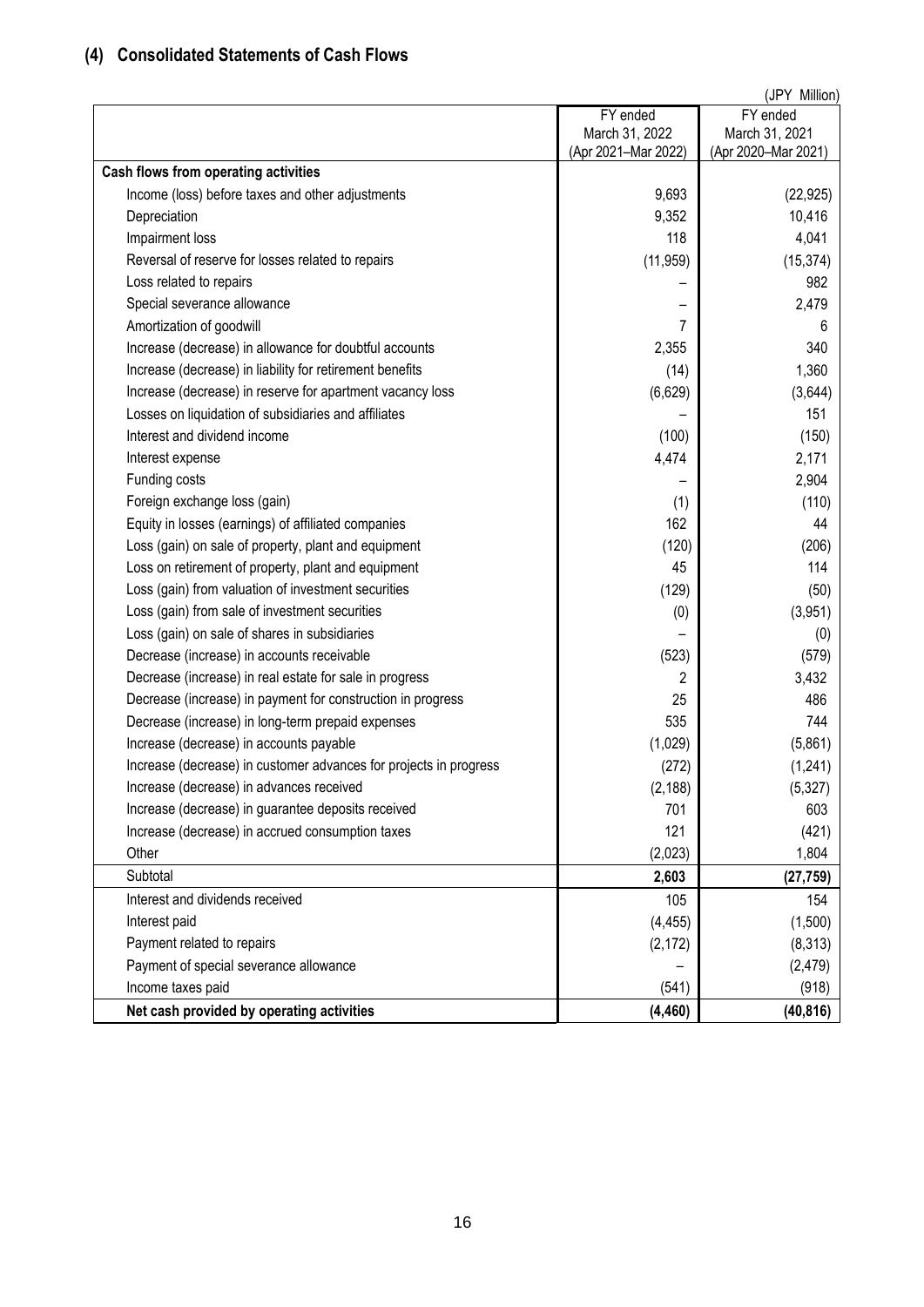## (4) Consolidated Statements of Cash Flows

(JPY Million)

| | FY ended March 31, 2022 (Apr 2021–Mar 2022) | FY ended March 31, 2021 (Apr 2020–Mar 2021) |
|---|---|---|
| **Cash flows from operating activities** | | |
| Income (loss) before taxes and other adjustments | 9,693 | (22,925) |
| Depreciation | 9,352 | 10,416 |
| Impairment loss | 118 | 4,041 |
| Reversal of reserve for losses related to repairs | (11,959) | (15,374) |
| Loss related to repairs | – | 982 |
| Special severance allowance | – | 2,479 |
| Amortization of goodwill | 7 | 6 |
| Increase (decrease) in allowance for doubtful accounts | 2,355 | 340 |
| Increase (decrease) in liability for retirement benefits | (14) | 1,360 |
| Increase (decrease) in reserve for apartment vacancy loss | (6,629) | (3,644) |
| Losses on liquidation of subsidiaries and affiliates | – | 151 |
| Interest and dividend income | (100) | (150) |
| Interest expense | 4,474 | 2,171 |
| Funding costs | – | 2,904 |
| Foreign exchange loss (gain) | (1) | (110) |
| Equity in losses (earnings) of affiliated companies | 162 | 44 |
| Loss (gain) on sale of property, plant and equipment | (120) | (206) |
| Loss on retirement of property, plant and equipment | 45 | 114 |
| Loss (gain) from valuation of investment securities | (129) | (50) |
| Loss (gain) from sale of investment securities | (0) | (3,951) |
| Loss (gain) on sale of shares in subsidiaries | – | (0) |
| Decrease (increase) in accounts receivable | (523) | (579) |
| Decrease (increase) in real estate for sale in progress | 2 | 3,432 |
| Decrease (increase) in payment for construction in progress | 25 | 486 |
| Decrease (increase) in long-term prepaid expenses | 535 | 744 |
| Increase (decrease) in accounts payable | (1,029) | (5,861) |
| Increase (decrease) in customer advances for projects in progress | (272) | (1,241) |
| Increase (decrease) in advances received | (2,188) | (5,327) |
| Increase (decrease) in guarantee deposits received | 701 | 603 |
| Increase (decrease) in accrued consumption taxes | 121 | (421) |
| Other | (2,023) | 1,804 |
| Subtotal | **2,603** | **(27,759)** |
| Interest and dividends received | 105 | 154 |
| Interest paid | (4,455) | (1,500) |
| Payment related to repairs | (2,172) | (8,313) |
| Payment of special severance allowance | – | (2,479) |
| Income taxes paid | (541) | (918) |
| **Net cash provided by operating activities** | **(4,460)** | **(40,816)** |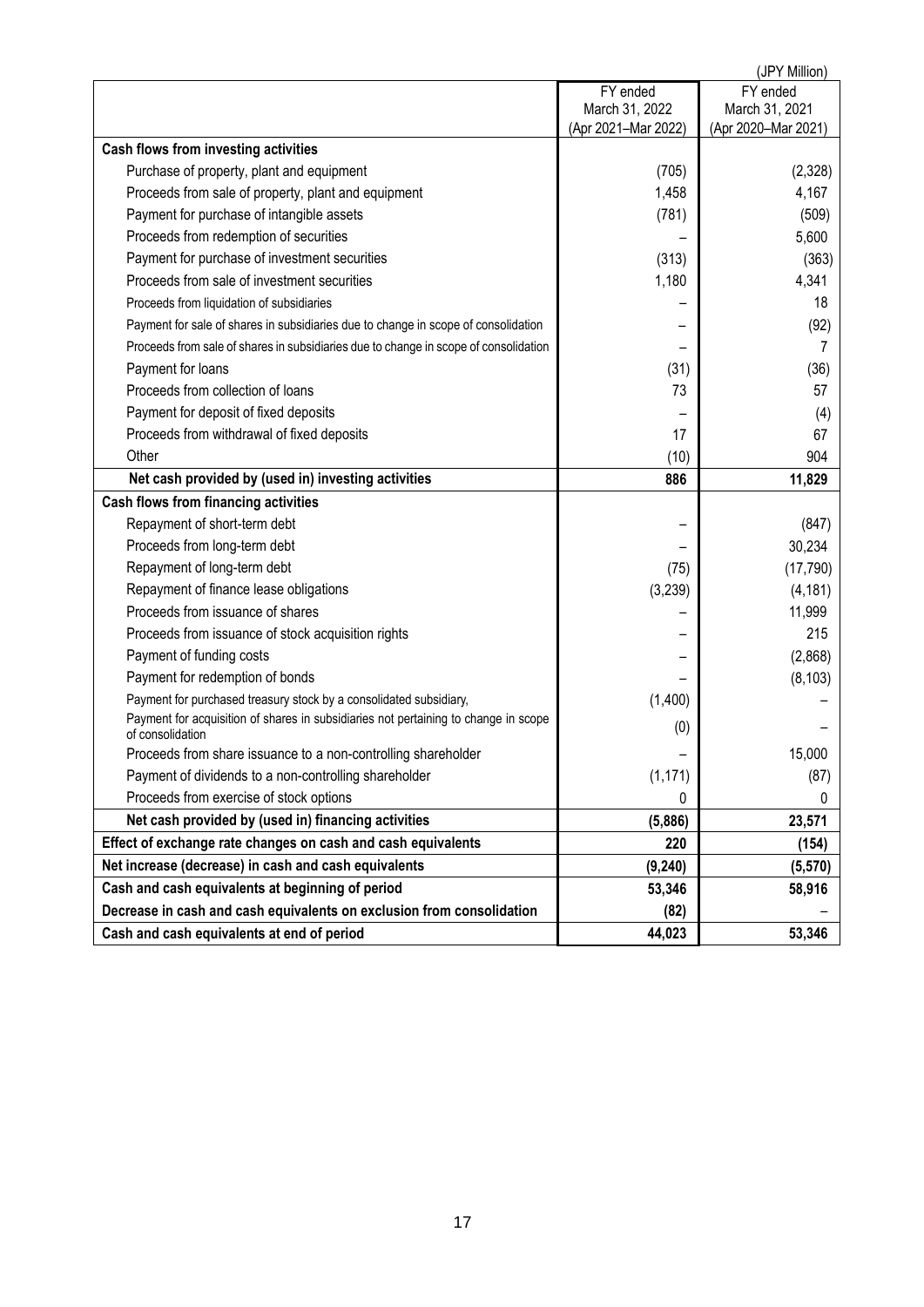(JPY Million)

| | FY ended March 31, 2022 (Apr 2021–Mar 2022) | FY ended March 31, 2021 (Apr 2020–Mar 2021) |
|---|---|---|
| **Cash flows from investing activities** | | |
| Purchase of property, plant and equipment | (705) | (2,328) |
| Proceeds from sale of property, plant and equipment | 1,458 | 4,167 |
| Payment for purchase of intangible assets | (781) | (509) |
| Proceeds from redemption of securities | – | 5,600 |
| Payment for purchase of investment securities | (313) | (363) |
| Proceeds from sale of investment securities | 1,180 | 4,341 |
| Proceeds from liquidation of subsidiaries | – | 18 |
| Payment for sale of shares in subsidiaries due to change in scope of consolidation | – | (92) |
| Proceeds from sale of shares in subsidiaries due to change in scope of consolidation | – | 7 |
| Payment for loans | (31) | (36) |
| Proceeds from collection of loans | 73 | 57 |
| Payment for deposit of fixed deposits | – | (4) |
| Proceeds from withdrawal of fixed deposits | 17 | 67 |
| Other | (10) | 904 |
| **Net cash provided by (used in) investing activities** | **886** | **11,829** |
| **Cash flows from financing activities** | | |
| Repayment of short-term debt | – | (847) |
| Proceeds from long-term debt | – | 30,234 |
| Repayment of long-term debt | (75) | (17,790) |
| Repayment of finance lease obligations | (3,239) | (4,181) |
| Proceeds from issuance of shares | – | 11,999 |
| Proceeds from issuance of stock acquisition rights | – | 215 |
| Payment of funding costs | – | (2,868) |
| Payment for redemption of bonds | – | (8,103) |
| Payment for purchased treasury stock by a consolidated subsidiary, | (1,400) | – |
| Payment for acquisition of shares in subsidiaries not pertaining to change in scope of consolidation | (0) | – |
| Proceeds from share issuance to a non-controlling shareholder | – | 15,000 |
| Payment of dividends to a non-controlling shareholder | (1,171) | (87) |
| Proceeds from exercise of stock options | 0 | 0 |
| **Net cash provided by (used in) financing activities** | **(5,886)** | **23,571** |
| **Effect of exchange rate changes on cash and cash equivalents** | **220** | **(154)** |
| **Net increase (decrease) in cash and cash equivalents** | **(9,240)** | **(5,570)** |
| **Cash and cash equivalents at beginning of period** | **53,346** | **58,916** |
| **Decrease in cash and cash equivalents on exclusion from consolidation** | **(82)** | – |
| **Cash and cash equivalents at end of period** | **44,023** | **53,346** |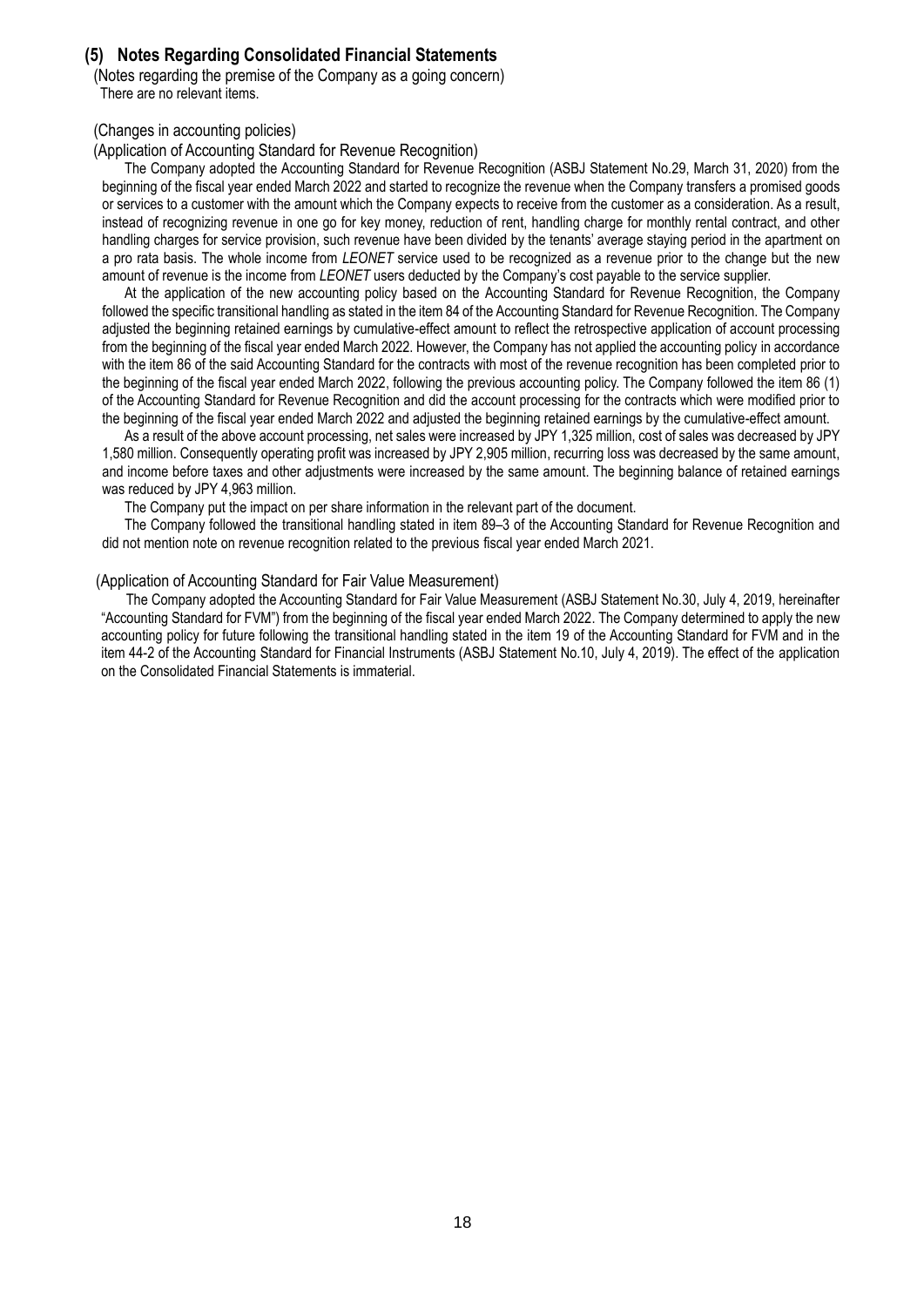## (5) Notes Regarding Consolidated Financial Statements

(Notes regarding the premise of the Company as a going concern)

There are no relevant items.

(Changes in accounting policies)

(Application of Accounting Standard for Revenue Recognition)

The Company adopted the Accounting Standard for Revenue Recognition (ASBJ Statement No.29, March 31, 2020) from the beginning of the fiscal year ended March 2022 and started to recognize the revenue when the Company transfers a promised goods or services to a customer with the amount which the Company expects to receive from the customer as a consideration. As a result, instead of recognizing revenue in one go for key money, reduction of rent, handling charge for monthly rental contract, and other handling charges for service provision, such revenue have been divided by the tenants' average staying period in the apartment on a pro rata basis. The whole income from *LEONET* service used to be recognized as a revenue prior to the change but the new amount of revenue is the income from *LEONET* users deducted by the Company's cost payable to the service supplier.

At the application of the new accounting policy based on the Accounting Standard for Revenue Recognition, the Company followed the specific transitional handling as stated in the item 84 of the Accounting Standard for Revenue Recognition. The Company adjusted the beginning retained earnings by cumulative-effect amount to reflect the retrospective application of account processing from the beginning of the fiscal year ended March 2022. However, the Company has not applied the accounting policy in accordance with the item 86 of the said Accounting Standard for the contracts with most of the revenue recognition has been completed prior to the beginning of the fiscal year ended March 2022, following the previous accounting policy. The Company followed the item 86 (1) of the Accounting Standard for Revenue Recognition and did the account processing for the contracts which were modified prior to the beginning of the fiscal year ended March 2022 and adjusted the beginning retained earnings by the cumulative-effect amount.

As a result of the above account processing, net sales were increased by JPY 1,325 million, cost of sales was decreased by JPY 1,580 million. Consequently operating profit was increased by JPY 2,905 million, recurring loss was decreased by the same amount, and income before taxes and other adjustments were increased by the same amount. The beginning balance of retained earnings was reduced by JPY 4,963 million.

The Company put the impact on per share information in the relevant part of the document.

The Company followed the transitional handling stated in item 89–3 of the Accounting Standard for Revenue Recognition and did not mention note on revenue recognition related to the previous fiscal year ended March 2021.

(Application of Accounting Standard for Fair Value Measurement)

The Company adopted the Accounting Standard for Fair Value Measurement (ASBJ Statement No.30, July 4, 2019, hereinafter "Accounting Standard for FVM") from the beginning of the fiscal year ended March 2022. The Company determined to apply the new accounting policy for future following the transitional handling stated in the item 19 of the Accounting Standard for FVM and in the item 44-2 of the Accounting Standard for Financial Instruments (ASBJ Statement No.10, July 4, 2019). The effect of the application on the Consolidated Financial Statements is immaterial.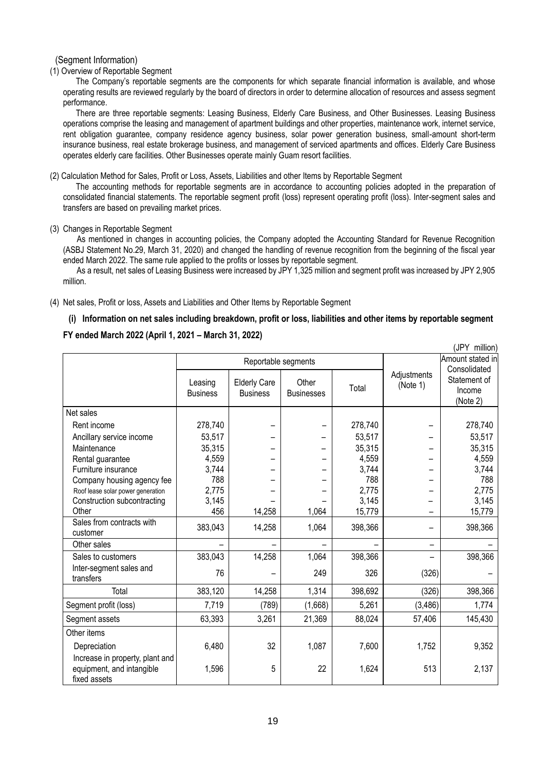(Segment Information)

(1) Overview of Reportable Segment

The Company's reportable segments are the components for which separate financial information is available, and whose operating results are reviewed regularly by the board of directors in order to determine allocation of resources and assess segment performance.

There are three reportable segments: Leasing Business, Elderly Care Business, and Other Businesses. Leasing Business operations comprise the leasing and management of apartment buildings and other properties, maintenance work, internet service, rent obligation guarantee, company residence agency business, solar power generation business, small-amount short-term insurance business, real estate brokerage business, and management of serviced apartments and offices. Elderly Care Business operates elderly care facilities. Other Businesses operate mainly Guam resort facilities.

(2) Calculation Method for Sales, Profit or Loss, Assets, Liabilities and other Items by Reportable Segment

The accounting methods for reportable segments are in accordance to accounting policies adopted in the preparation of consolidated financial statements. The reportable segment profit (loss) represent operating profit (loss). Inter-segment sales and transfers are based on prevailing market prices.

(3) Changes in Reportable Segment

As mentioned in changes in accounting policies, the Company adopted the Accounting Standard for Revenue Recognition (ASBJ Statement No.29, March 31, 2020) and changed the handling of revenue recognition from the beginning of the fiscal year ended March 2022. The same rule applied to the profits or losses by reportable segment.

As a result, net sales of Leasing Business were increased by JPY 1,325 million and segment profit was increased by JPY 2,905 million.

(4) Net sales, Profit or loss, Assets and Liabilities and Other Items by Reportable Segment

**(i) Information on net sales including breakdown, profit or loss, liabilities and other items by reportable segment**

**FY ended March 2022 (April 1, 2021 – March 31, 2022)**

(JPY million)

| | Reportable segments | | | | Adjustments (Note 1) | Amount stated in Consolidated Statement of Income (Note 2) |
|---|---|---|---|---|---|---|
| | Leasing Business | Elderly Care Business | Other Businesses | Total | | |
| Net sales | | | | | | |
| Rent income | 278,740 | – | – | 278,740 | – | 278,740 |
| Ancillary service income | 53,517 | – | – | 53,517 | – | 53,517 |
| Maintenance | 35,315 | – | – | 35,315 | – | 35,315 |
| Rental guarantee | 4,559 | – | – | 4,559 | – | 4,559 |
| Furniture insurance | 3,744 | – | – | 3,744 | – | 3,744 |
| Company housing agency fee | 788 | – | – | 788 | – | 788 |
| Roof lease solar power generation | 2,775 | – | – | 2,775 | – | 2,775 |
| Construction subcontracting | 3,145 | – | – | 3,145 | – | 3,145 |
| Other | 456 | 14,258 | 1,064 | 15,779 | – | 15,779 |
| Sales from contracts with customer | 383,043 | 14,258 | 1,064 | 398,366 | – | 398,366 |
| Other sales | – | – | – | – | – | – |
| Sales to customers | 383,043 | 14,258 | 1,064 | 398,366 | – | 398,366 |
| Inter-segment sales and transfers | 76 | – | 249 | 326 | (326) | – |
| Total | 383,120 | 14,258 | 1,314 | 398,692 | (326) | 398,366 |
| Segment profit (loss) | 7,719 | (789) | (1,668) | 5,261 | (3,486) | 1,774 |
| Segment assets | 63,393 | 3,261 | 21,369 | 88,024 | 57,406 | 145,430 |
| Other items | | | | | | |
| Depreciation | 6,480 | 32 | 1,087 | 7,600 | 1,752 | 9,352 |
| Increase in property, plant and equipment, and intangible fixed assets | 1,596 | 5 | 22 | 1,624 | 513 | 2,137 |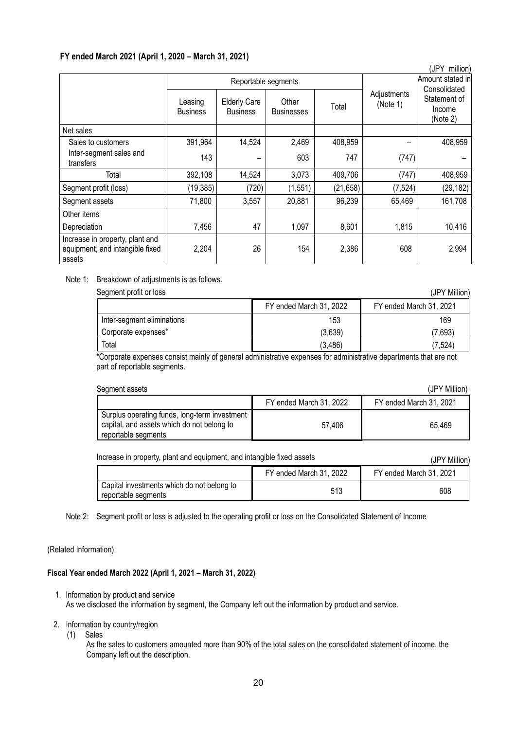**FY ended March 2021 (April 1, 2020 – March 31, 2021)**

(JPY million)

| | Reportable segments | | | | Adjustments (Note 1) | Amount stated in Consolidated Statement of Income (Note 2) |
|---|---|---|---|---|---|---|
| | Leasing Business | Elderly Care Business | Other Businesses | Total | | |
| Net sales | | | | | | |
| Sales to customers | 391,964 | 14,524 | 2,469 | 408,959 | – | 408,959 |
| Inter-segment sales and transfers | 143 | – | 603 | 747 | (747) | – |
| Total | 392,108 | 14,524 | 3,073 | 409,706 | (747) | 408,959 |
| Segment profit (loss) | (19,385) | (720) | (1,551) | (21,658) | (7,524) | (29,182) |
| Segment assets | 71,800 | 3,557 | 20,881 | 96,239 | 65,469 | 161,708 |
| Other items | | | | | | |
| Depreciation | 7,456 | 47 | 1,097 | 8,601 | 1,815 | 10,416 |
| Increase in property, plant and equipment, and intangible fixed assets | 2,204 | 26 | 154 | 2,386 | 608 | 2,994 |

Note 1: Breakdown of adjustments is as follows.

Segment profit or loss (JPY Million)

| | FY ended March 31, 2022 | FY ended March 31, 2021 |
|---|---|---|
| Inter-segment eliminations | 153 | 169 |
| Corporate expenses* | (3,639) | (7,693) |
| Total | (3,486) | (7,524) |

*Corporate expenses consist mainly of general administrative expenses for administrative departments that are not part of reportable segments.

Segment assets (JPY Million)

| | FY ended March 31, 2022 | FY ended March 31, 2021 |
|---|---|---|
| Surplus operating funds, long-term investment capital, and assets which do not belong to reportable segments | 57,406 | 65,469 |

Increase in property, plant and equipment, and intangible fixed assets (JPY Million)

| | FY ended March 31, 2022 | FY ended March 31, 2021 |
|---|---|---|
| Capital investments which do not belong to reportable segments | 513 | 608 |

Note 2: Segment profit or loss is adjusted to the operating profit or loss on the Consolidated Statement of Income

(Related Information)

**Fiscal Year ended March 2022 (April 1, 2021 – March 31, 2022)**

1. Information by product and service
   As we disclosed the information by segment, the Company left out the information by product and service.

2. Information by country/region
   (1) Sales
   As the sales to customers amounted more than 90% of the total sales on the consolidated statement of income, the Company left out the description.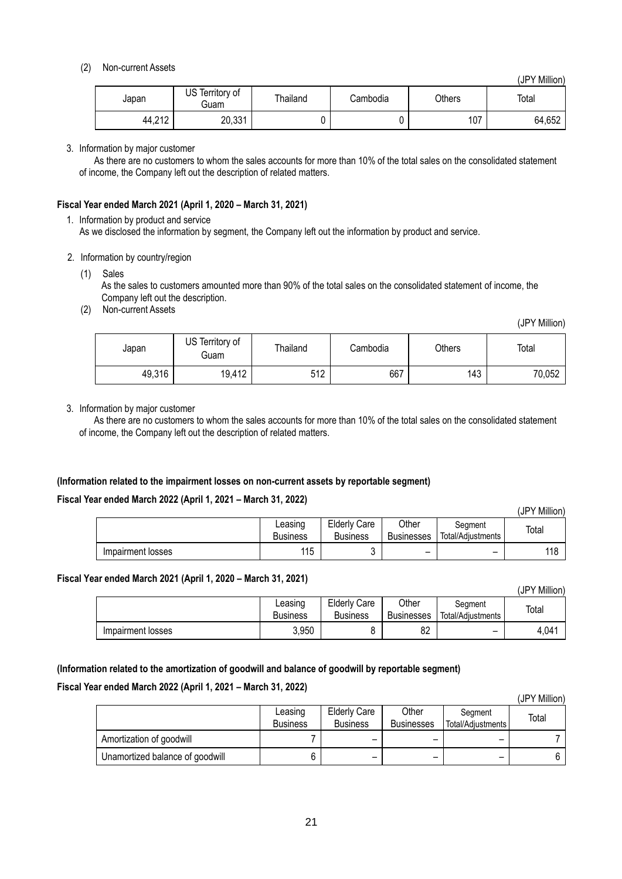(2) Non-current Assets

(JPY Million)

| Japan | US Territory of Guam | Thailand | Cambodia | Others | Total |
|---|---|---|---|---|---|
| 44,212 | 20,331 | 0 | 0 | 107 | 64,652 |

3. Information by major customer

As there are no customers to whom the sales accounts for more than 10% of the total sales on the consolidated statement of income, the Company left out the description of related matters.

**Fiscal Year ended March 2021 (April 1, 2020 – March 31, 2021)**

1. Information by product and service

As we disclosed the information by segment, the Company left out the information by product and service.

2. Information by country/region

(1) Sales

As the sales to customers amounted more than 90% of the total sales on the consolidated statement of income, the Company left out the description.

(2) Non-current Assets

(JPY Million)

| Japan | US Territory of Guam | Thailand | Cambodia | Others | Total |
|---|---|---|---|---|---|
| 49,316 | 19,412 | 512 | 667 | 143 | 70,052 |

3. Information by major customer

As there are no customers to whom the sales accounts for more than 10% of the total sales on the consolidated statement of income, the Company left out the description of related matters.

**(Information related to the impairment losses on non-current assets by reportable segment)**

**Fiscal Year ended March 2022 (April 1, 2021 – March 31, 2022)**

(JPY Million)

| | Leasing Business | Elderly Care Business | Other Businesses | Segment Total/Adjustments | Total |
|---|---|---|---|---|---|
| Impairment losses | 115 | 3 | – | – | 118 |

**Fiscal Year ended March 2021 (April 1, 2020 – March 31, 2021)**

(JPY Million)

| | Leasing Business | Elderly Care Business | Other Businesses | Segment Total/Adjustments | Total |
|---|---|---|---|---|---|
| Impairment losses | 3,950 | 8 | 82 | – | 4,041 |

**(Information related to the amortization of goodwill and balance of goodwill by reportable segment)**

**Fiscal Year ended March 2022 (April 1, 2021 – March 31, 2022)**

(JPY Million)

| | Leasing Business | Elderly Care Business | Other Businesses | Segment Total/Adjustments | Total |
|---|---|---|---|---|---|
| Amortization of goodwill | 7 | – | – | – | 7 |
| Unamortized balance of goodwill | 6 | – | – | – | 6 |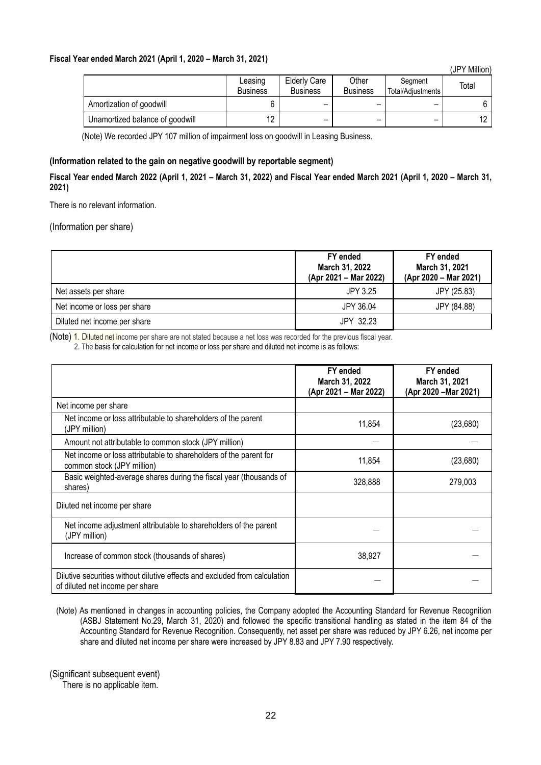**Fiscal Year ended March 2021 (April 1, 2020 – March 31, 2021)**

(JPY Million)

| | Leasing Business | Elderly Care Business | Other Business | Segment Total/Adjustments | Total |
|---|---|---|---|---|---|
| Amortization of goodwill | 6 | – | – | – | 6 |
| Unamortized balance of goodwill | 12 | – | – | – | 12 |

(Note) We recorded JPY 107 million of impairment loss on goodwill in Leasing Business.

**(Information related to the gain on negative goodwill by reportable segment)**

**Fiscal Year ended March 2022 (April 1, 2021 – March 31, 2022) and Fiscal Year ended March 2021 (April 1, 2020 – March 31, 2021)**

There is no relevant information.

(Information per share)

| | FY ended March 31, 2022 (Apr 2021 – Mar 2022) | FY ended March 31, 2021 (Apr 2020 – Mar 2021) |
|---|---|---|
| Net assets per share | JPY 3.25 | JPY (25.83) |
| Net income or loss per share | JPY 36.04 | JPY (84.88) |
| Diluted net income per share | JPY 32.23 | |

(Note) 1. Diluted net income per share are not stated because a net loss was recorded for the previous fiscal year.

2. The basis for calculation for net income or loss per share and diluted net income is as follows:

| | FY ended March 31, 2022 (Apr 2021 – Mar 2022) | FY ended March 31, 2021 (Apr 2020 –Mar 2021) |
|---|---|---|
| Net income per share | | |
| Net income or loss attributable to shareholders of the parent (JPY million) | 11,854 | (23,680) |
| Amount not attributable to common stock (JPY million) | — | — |
| Net income or loss attributable to shareholders of the parent for common stock (JPY million) | 11,854 | (23,680) |
| Basic weighted-average shares during the fiscal year (thousands of shares) | 328,888 | 279,003 |
| Diluted net income per share | | |
| Net income adjustment attributable to shareholders of the parent (JPY million) | — | — |
| Increase of common stock (thousands of shares) | 38,927 | — |
| Dilutive securities without dilutive effects and excluded from calculation of diluted net income per share | — | — |

(Note) As mentioned in changes in accounting policies, the Company adopted the Accounting Standard for Revenue Recognition (ASBJ Statement No.29, March 31, 2020) and followed the specific transitional handling as stated in the item 84 of the Accounting Standard for Revenue Recognition. Consequently, net asset per share was reduced by JPY 6.26, net income per share and diluted net income per share were increased by JPY 8.83 and JPY 7.90 respectively.

(Significant subsequent event)

There is no applicable item.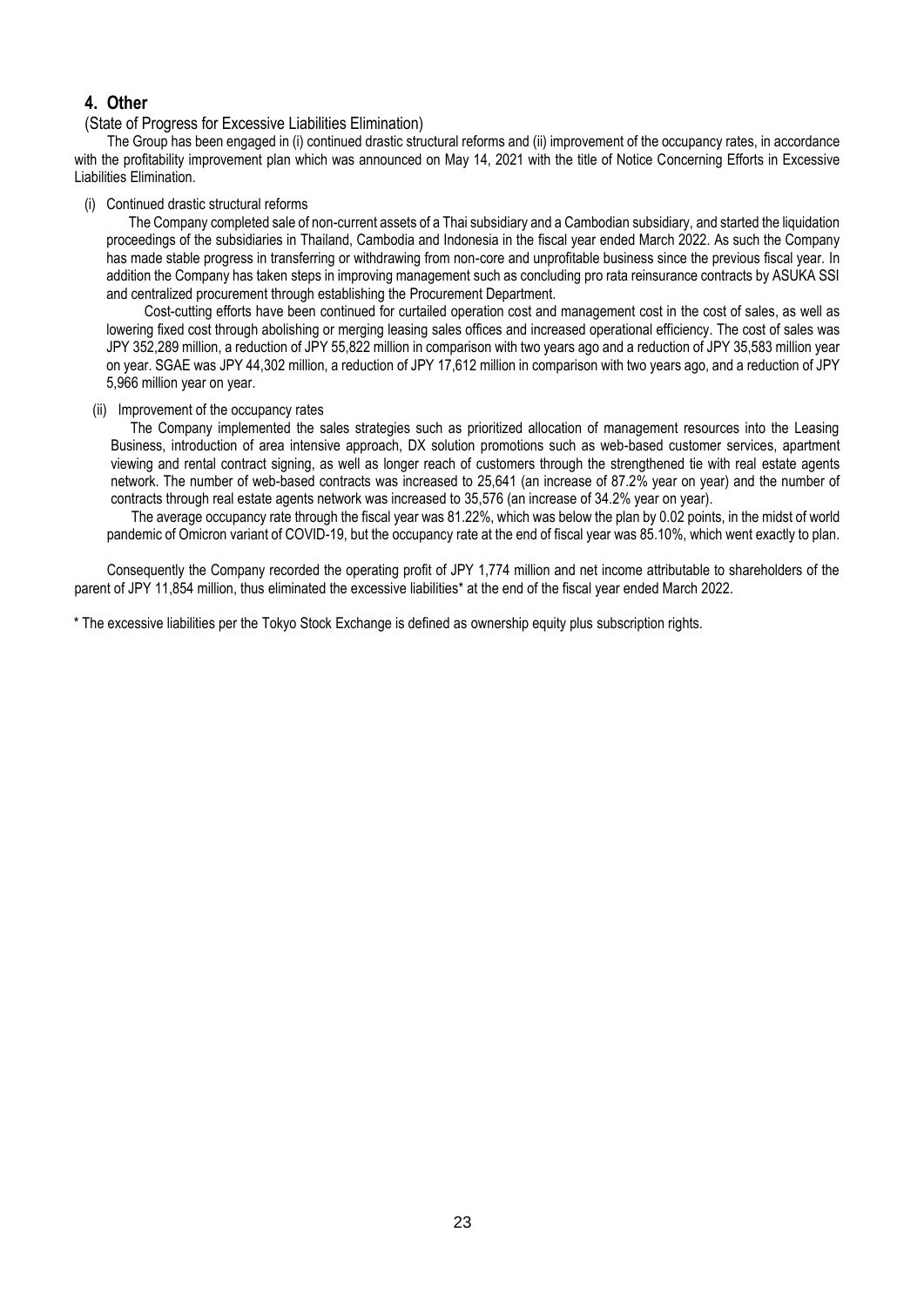## 4. Other

(State of Progress for Excessive Liabilities Elimination)

The Group has been engaged in (i) continued drastic structural reforms and (ii) improvement of the occupancy rates, in accordance with the profitability improvement plan which was announced on May 14, 2021 with the title of Notice Concerning Efforts in Excessive Liabilities Elimination.

(i) Continued drastic structural reforms

The Company completed sale of non-current assets of a Thai subsidiary and a Cambodian subsidiary, and started the liquidation proceedings of the subsidiaries in Thailand, Cambodia and Indonesia in the fiscal year ended March 2022. As such the Company has made stable progress in transferring or withdrawing from non-core and unprofitable business since the previous fiscal year. In addition the Company has taken steps in improving management such as concluding pro rata reinsurance contracts by ASUKA SSI and centralized procurement through establishing the Procurement Department.

Cost-cutting efforts have been continued for curtailed operation cost and management cost in the cost of sales, as well as lowering fixed cost through abolishing or merging leasing sales offices and increased operational efficiency. The cost of sales was JPY 352,289 million, a reduction of JPY 55,822 million in comparison with two years ago and a reduction of JPY 35,583 million year on year. SGAE was JPY 44,302 million, a reduction of JPY 17,612 million in comparison with two years ago, and a reduction of JPY 5,966 million year on year.

(ii) Improvement of the occupancy rates

The Company implemented the sales strategies such as prioritized allocation of management resources into the Leasing Business, introduction of area intensive approach, DX solution promotions such as web-based customer services, apartment viewing and rental contract signing, as well as longer reach of customers through the strengthened tie with real estate agents network. The number of web-based contracts was increased to 25,641 (an increase of 87.2% year on year) and the number of contracts through real estate agents network was increased to 35,576 (an increase of 34.2% year on year).

The average occupancy rate through the fiscal year was 81.22%, which was below the plan by 0.02 points, in the midst of world pandemic of Omicron variant of COVID-19, but the occupancy rate at the end of fiscal year was 85.10%, which went exactly to plan.

Consequently the Company recorded the operating profit of JPY 1,774 million and net income attributable to shareholders of the parent of JPY 11,854 million, thus eliminated the excessive liabilities* at the end of the fiscal year ended March 2022.

\* The excessive liabilities per the Tokyo Stock Exchange is defined as ownership equity plus subscription rights.